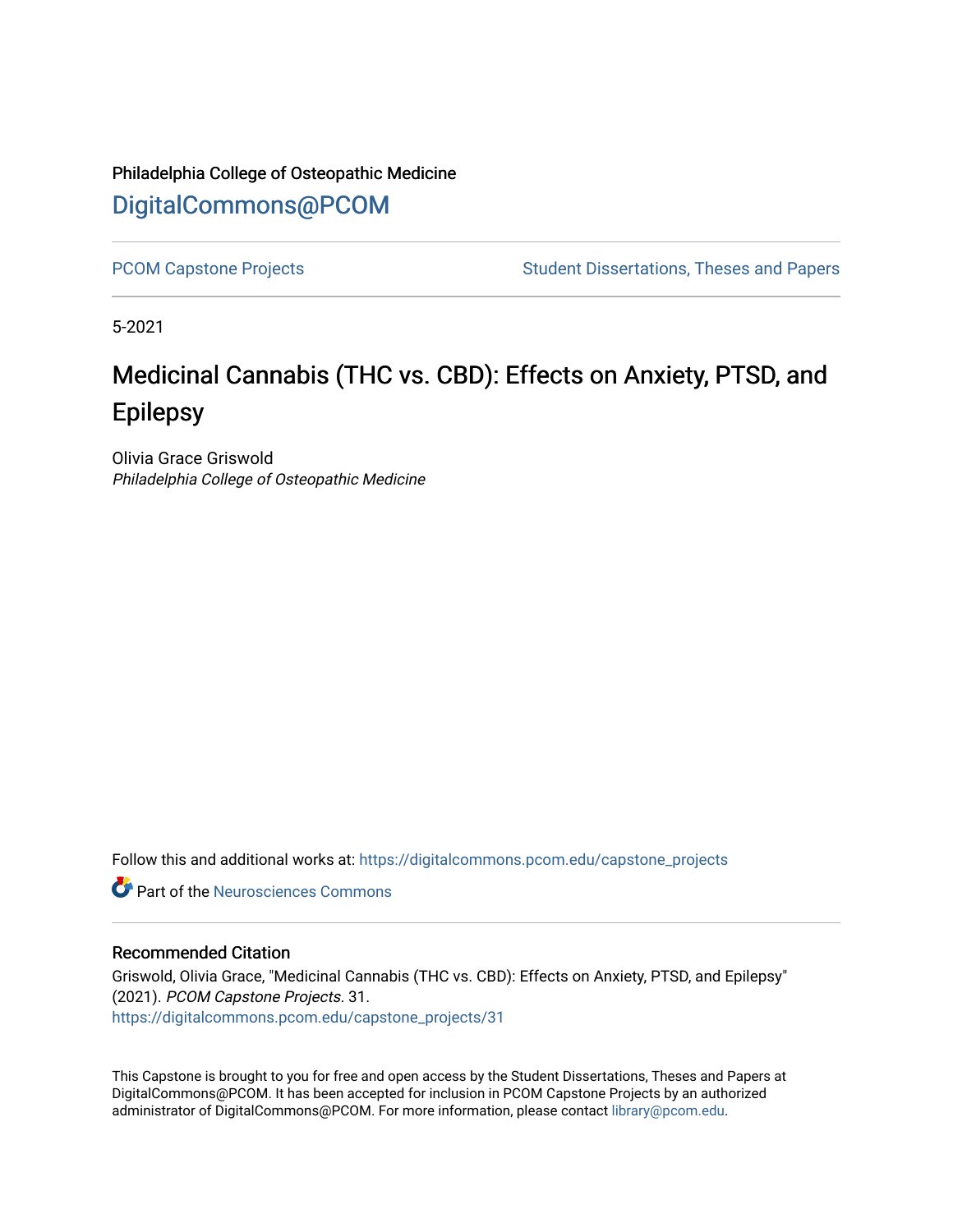Philadelphia College of Osteopathic Medicine

DigitalCommons@PCOM

PCOM Capstone Projects | Student Dissertations, Theses and Papers

5-2021

# Medicinal Cannabis (THC vs. CBD): Effects on Anxiety, PTSD, and Epilepsy

Olivia Grace Griswold
*Philadelphia College of Osteopathic Medicine*

Follow this and additional works at: https://digitalcommons.pcom.edu/capstone_projects

Part of the Neurosciences Commons

## Recommended Citation

Griswold, Olivia Grace, "Medicinal Cannabis (THC vs. CBD): Effects on Anxiety, PTSD, and Epilepsy" (2021). *PCOM Capstone Projects*. 31.
https://digitalcommons.pcom.edu/capstone_projects/31

This Capstone is brought to you for free and open access by the Student Dissertations, Theses and Papers at DigitalCommons@PCOM. It has been accepted for inclusion in PCOM Capstone Projects by an authorized administrator of DigitalCommons@PCOM. For more information, please contact library@pcom.edu.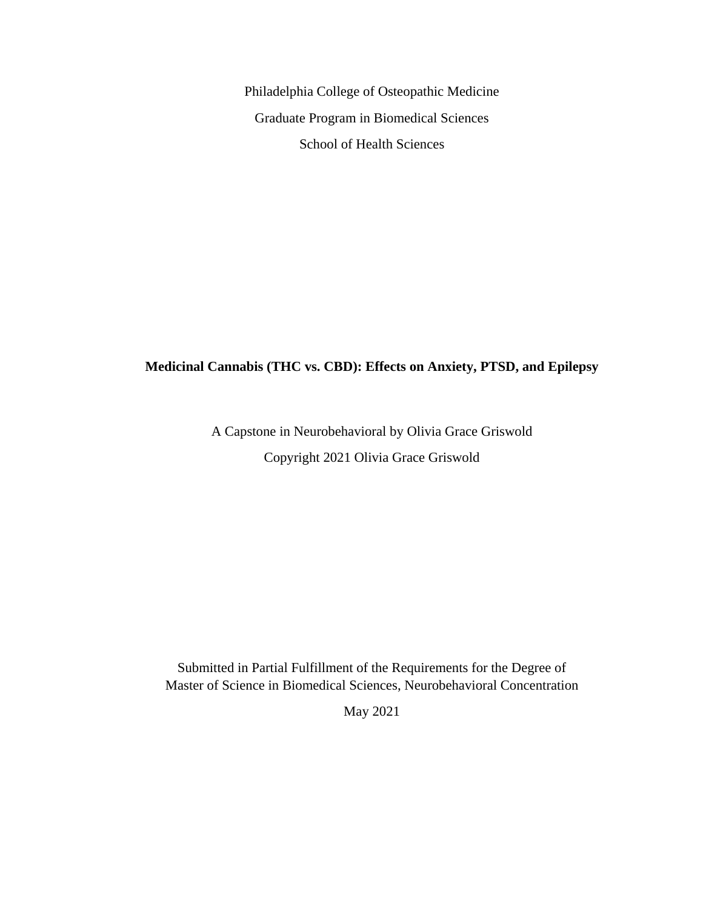Philadelphia College of Osteopathic Medicine

Graduate Program in Biomedical Sciences

School of Health Sciences

**Medicinal Cannabis (THC vs. CBD): Effects on Anxiety, PTSD, and Epilepsy**

A Capstone in Neurobehavioral by Olivia Grace Griswold

Copyright 2021 Olivia Grace Griswold

Submitted in Partial Fulfillment of the Requirements for the Degree of
Master of Science in Biomedical Sciences, Neurobehavioral Concentration

May 2021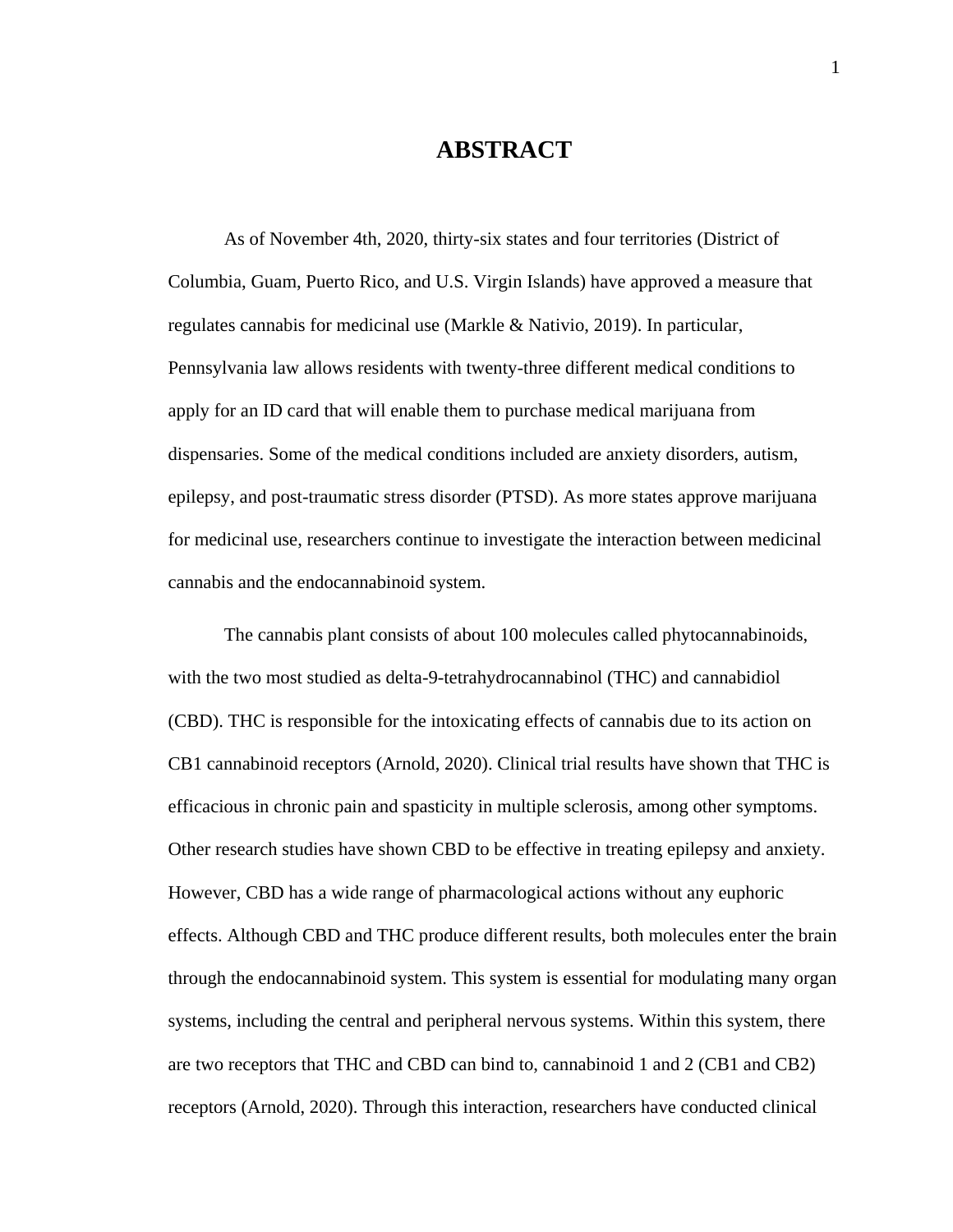# ABSTRACT

As of November 4th, 2020, thirty-six states and four territories (District of Columbia, Guam, Puerto Rico, and U.S. Virgin Islands) have approved a measure that regulates cannabis for medicinal use (Markle & Nativio, 2019). In particular, Pennsylvania law allows residents with twenty-three different medical conditions to apply for an ID card that will enable them to purchase medical marijuana from dispensaries. Some of the medical conditions included are anxiety disorders, autism, epilepsy, and post-traumatic stress disorder (PTSD). As more states approve marijuana for medicinal use, researchers continue to investigate the interaction between medicinal cannabis and the endocannabinoid system.

The cannabis plant consists of about 100 molecules called phytocannabinoids, with the two most studied as delta-9-tetrahydrocannabinol (THC) and cannabidiol (CBD). THC is responsible for the intoxicating effects of cannabis due to its action on CB1 cannabinoid receptors (Arnold, 2020). Clinical trial results have shown that THC is efficacious in chronic pain and spasticity in multiple sclerosis, among other symptoms. Other research studies have shown CBD to be effective in treating epilepsy and anxiety. However, CBD has a wide range of pharmacological actions without any euphoric effects. Although CBD and THC produce different results, both molecules enter the brain through the endocannabinoid system. This system is essential for modulating many organ systems, including the central and peripheral nervous systems. Within this system, there are two receptors that THC and CBD can bind to, cannabinoid 1 and 2 (CB1 and CB2) receptors (Arnold, 2020). Through this interaction, researchers have conducted clinical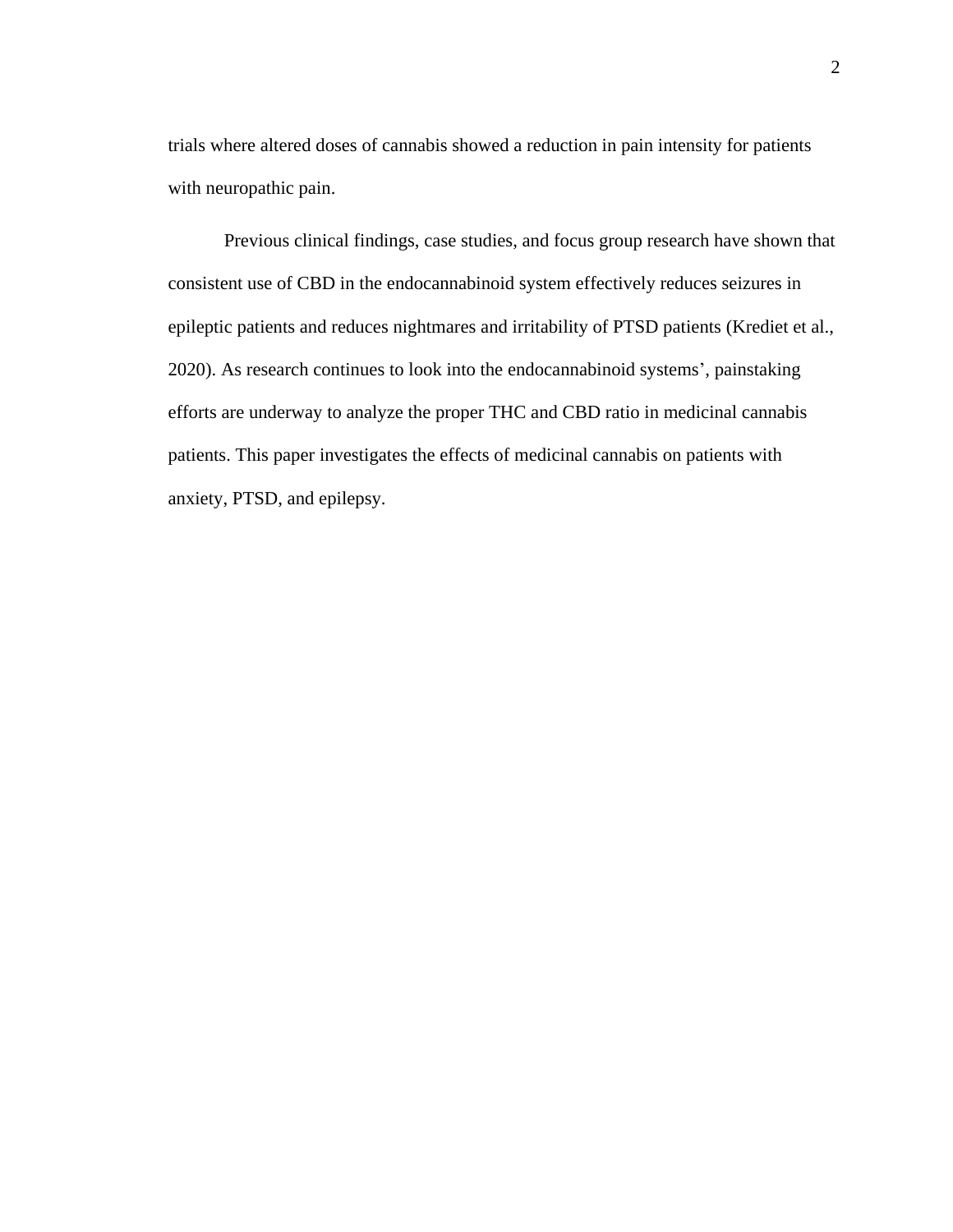trials where altered doses of cannabis showed a reduction in pain intensity for patients with neuropathic pain.

Previous clinical findings, case studies, and focus group research have shown that consistent use of CBD in the endocannabinoid system effectively reduces seizures in epileptic patients and reduces nightmares and irritability of PTSD patients (Krediet et al., 2020). As research continues to look into the endocannabinoid systems’, painstaking efforts are underway to analyze the proper THC and CBD ratio in medicinal cannabis patients. This paper investigates the effects of medicinal cannabis on patients with anxiety, PTSD, and epilepsy.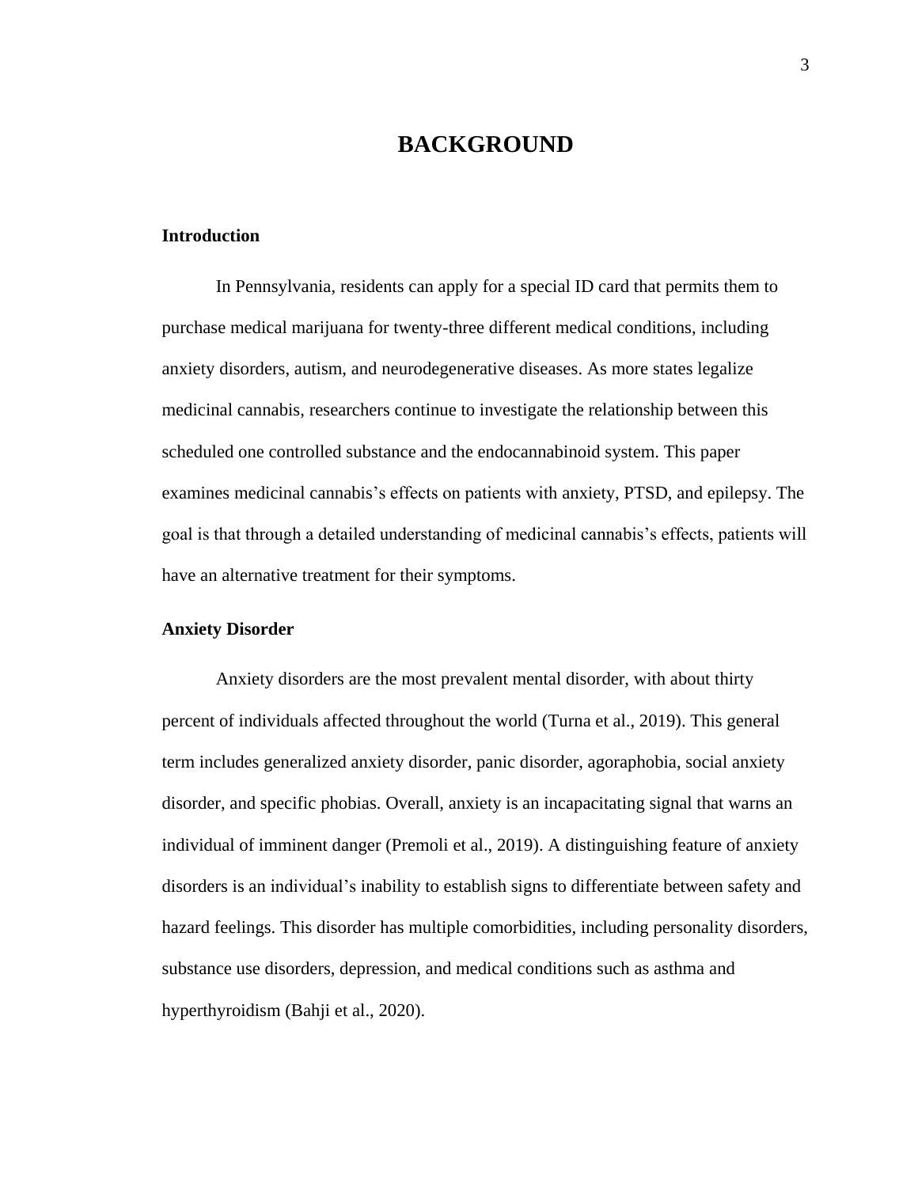# BACKGROUND

## Introduction

In Pennsylvania, residents can apply for a special ID card that permits them to purchase medical marijuana for twenty-three different medical conditions, including anxiety disorders, autism, and neurodegenerative diseases. As more states legalize medicinal cannabis, researchers continue to investigate the relationship between this scheduled one controlled substance and the endocannabinoid system. This paper examines medicinal cannabis's effects on patients with anxiety, PTSD, and epilepsy. The goal is that through a detailed understanding of medicinal cannabis's effects, patients will have an alternative treatment for their symptoms.

## Anxiety Disorder

Anxiety disorders are the most prevalent mental disorder, with about thirty percent of individuals affected throughout the world (Turna et al., 2019). This general term includes generalized anxiety disorder, panic disorder, agoraphobia, social anxiety disorder, and specific phobias. Overall, anxiety is an incapacitating signal that warns an individual of imminent danger (Premoli et al., 2019). A distinguishing feature of anxiety disorders is an individual's inability to establish signs to differentiate between safety and hazard feelings. This disorder has multiple comorbidities, including personality disorders, substance use disorders, depression, and medical conditions such as asthma and hyperthyroidism (Bahji et al., 2020).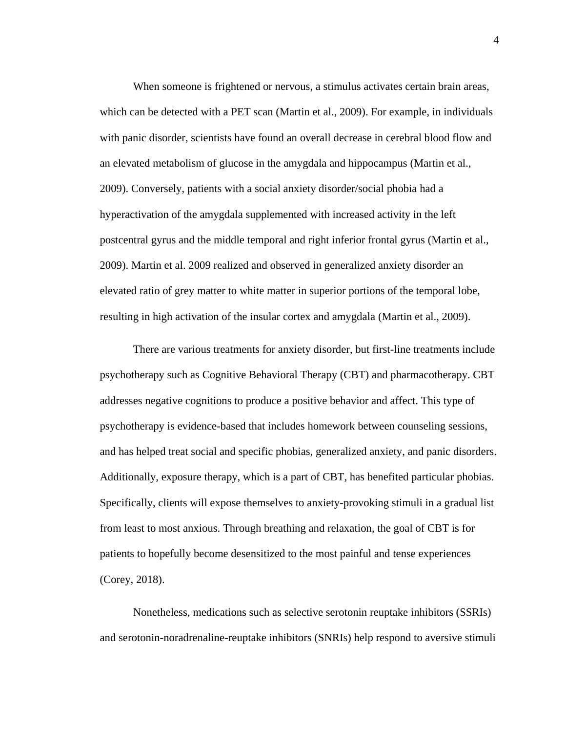When someone is frightened or nervous, a stimulus activates certain brain areas, which can be detected with a PET scan (Martin et al., 2009). For example, in individuals with panic disorder, scientists have found an overall decrease in cerebral blood flow and an elevated metabolism of glucose in the amygdala and hippocampus (Martin et al., 2009). Conversely, patients with a social anxiety disorder/social phobia had a hyperactivation of the amygdala supplemented with increased activity in the left postcentral gyrus and the middle temporal and right inferior frontal gyrus (Martin et al., 2009). Martin et al. 2009 realized and observed in generalized anxiety disorder an elevated ratio of grey matter to white matter in superior portions of the temporal lobe, resulting in high activation of the insular cortex and amygdala (Martin et al., 2009).

There are various treatments for anxiety disorder, but first-line treatments include psychotherapy such as Cognitive Behavioral Therapy (CBT) and pharmacotherapy. CBT addresses negative cognitions to produce a positive behavior and affect. This type of psychotherapy is evidence-based that includes homework between counseling sessions, and has helped treat social and specific phobias, generalized anxiety, and panic disorders. Additionally, exposure therapy, which is a part of CBT, has benefited particular phobias. Specifically, clients will expose themselves to anxiety-provoking stimuli in a gradual list from least to most anxious. Through breathing and relaxation, the goal of CBT is for patients to hopefully become desensitized to the most painful and tense experiences (Corey, 2018).

Nonetheless, medications such as selective serotonin reuptake inhibitors (SSRIs) and serotonin-noradrenaline-reuptake inhibitors (SNRIs) help respond to aversive stimuli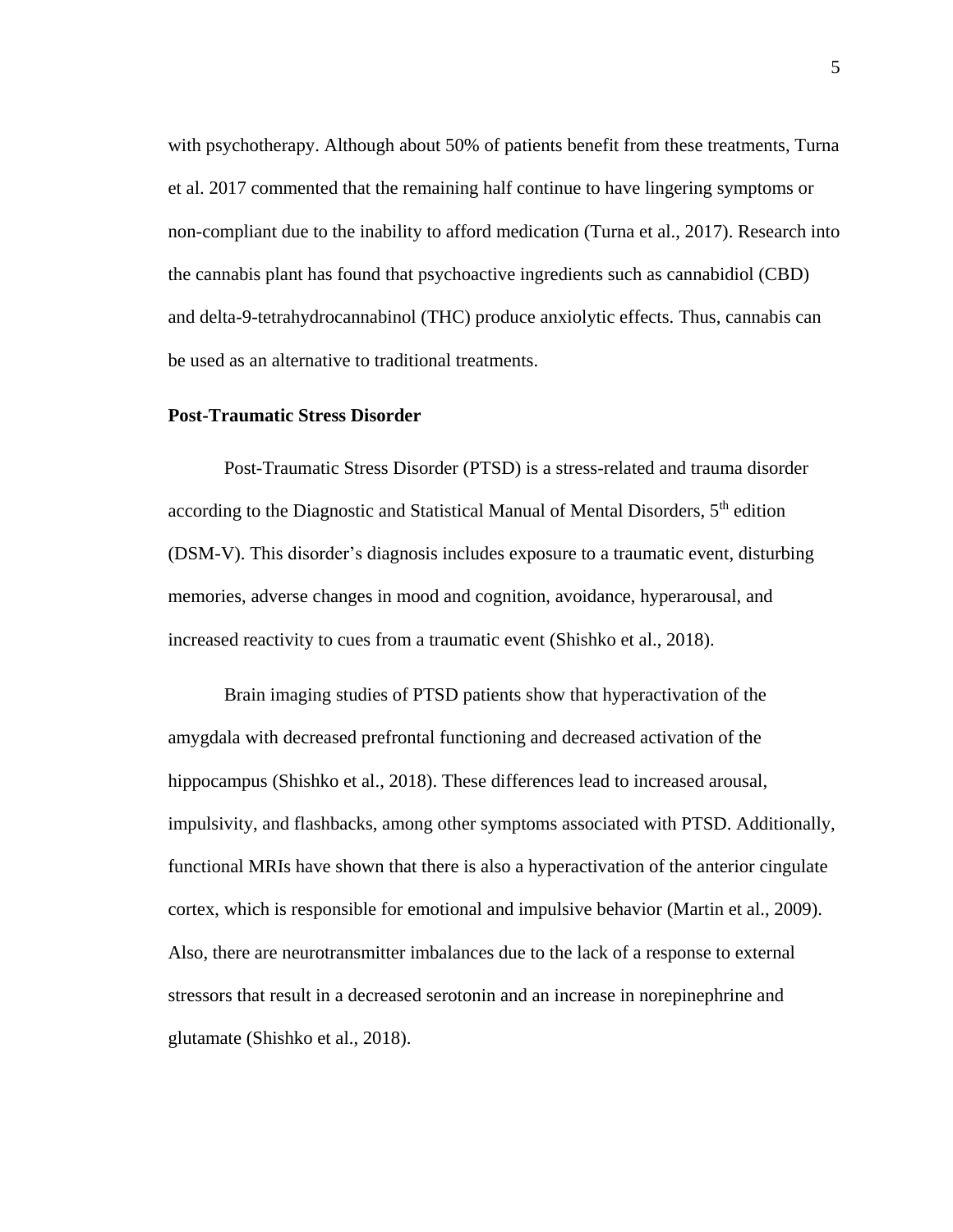with psychotherapy. Although about 50% of patients benefit from these treatments, Turna et al. 2017 commented that the remaining half continue to have lingering symptoms or non-compliant due to the inability to afford medication (Turna et al., 2017). Research into the cannabis plant has found that psychoactive ingredients such as cannabidiol (CBD) and delta-9-tetrahydrocannabinol (THC) produce anxiolytic effects. Thus, cannabis can be used as an alternative to traditional treatments.

**Post-Traumatic Stress Disorder**

Post-Traumatic Stress Disorder (PTSD) is a stress-related and trauma disorder according to the Diagnostic and Statistical Manual of Mental Disorders, 5th edition (DSM-V). This disorder's diagnosis includes exposure to a traumatic event, disturbing memories, adverse changes in mood and cognition, avoidance, hyperarousal, and increased reactivity to cues from a traumatic event (Shishko et al., 2018).

Brain imaging studies of PTSD patients show that hyperactivation of the amygdala with decreased prefrontal functioning and decreased activation of the hippocampus (Shishko et al., 2018). These differences lead to increased arousal, impulsivity, and flashbacks, among other symptoms associated with PTSD. Additionally, functional MRIs have shown that there is also a hyperactivation of the anterior cingulate cortex, which is responsible for emotional and impulsive behavior (Martin et al., 2009). Also, there are neurotransmitter imbalances due to the lack of a response to external stressors that result in a decreased serotonin and an increase in norepinephrine and glutamate (Shishko et al., 2018).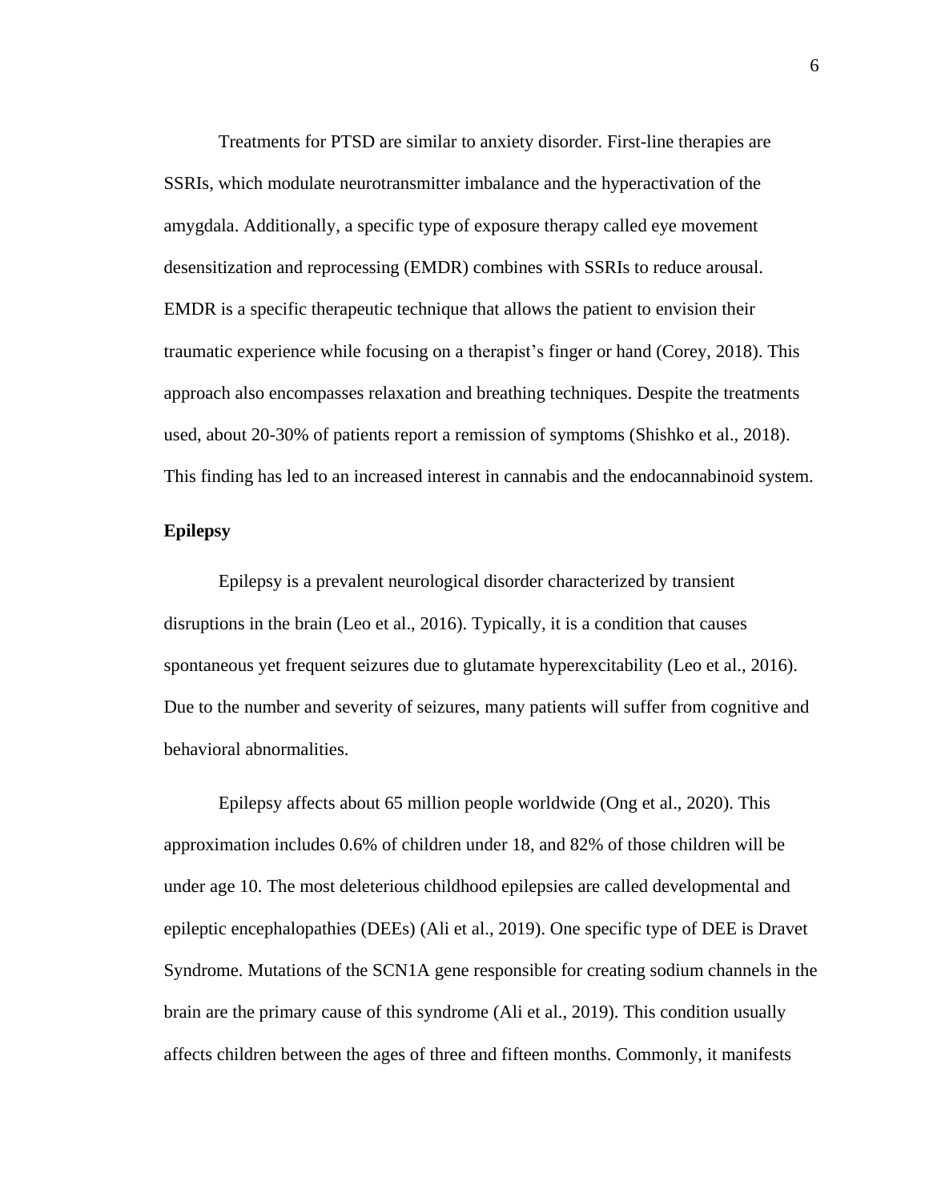Treatments for PTSD are similar to anxiety disorder. First-line therapies are SSRIs, which modulate neurotransmitter imbalance and the hyperactivation of the amygdala. Additionally, a specific type of exposure therapy called eye movement desensitization and reprocessing (EMDR) combines with SSRIs to reduce arousal. EMDR is a specific therapeutic technique that allows the patient to envision their traumatic experience while focusing on a therapist's finger or hand (Corey, 2018). This approach also encompasses relaxation and breathing techniques. Despite the treatments used, about 20-30% of patients report a remission of symptoms (Shishko et al., 2018). This finding has led to an increased interest in cannabis and the endocannabinoid system.

**Epilepsy**

Epilepsy is a prevalent neurological disorder characterized by transient disruptions in the brain (Leo et al., 2016). Typically, it is a condition that causes spontaneous yet frequent seizures due to glutamate hyperexcitability (Leo et al., 2016). Due to the number and severity of seizures, many patients will suffer from cognitive and behavioral abnormalities.

Epilepsy affects about 65 million people worldwide (Ong et al., 2020). This approximation includes 0.6% of children under 18, and 82% of those children will be under age 10. The most deleterious childhood epilepsies are called developmental and epileptic encephalopathies (DEEs) (Ali et al., 2019). One specific type of DEE is Dravet Syndrome. Mutations of the SCN1A gene responsible for creating sodium channels in the brain are the primary cause of this syndrome (Ali et al., 2019). This condition usually affects children between the ages of three and fifteen months. Commonly, it manifests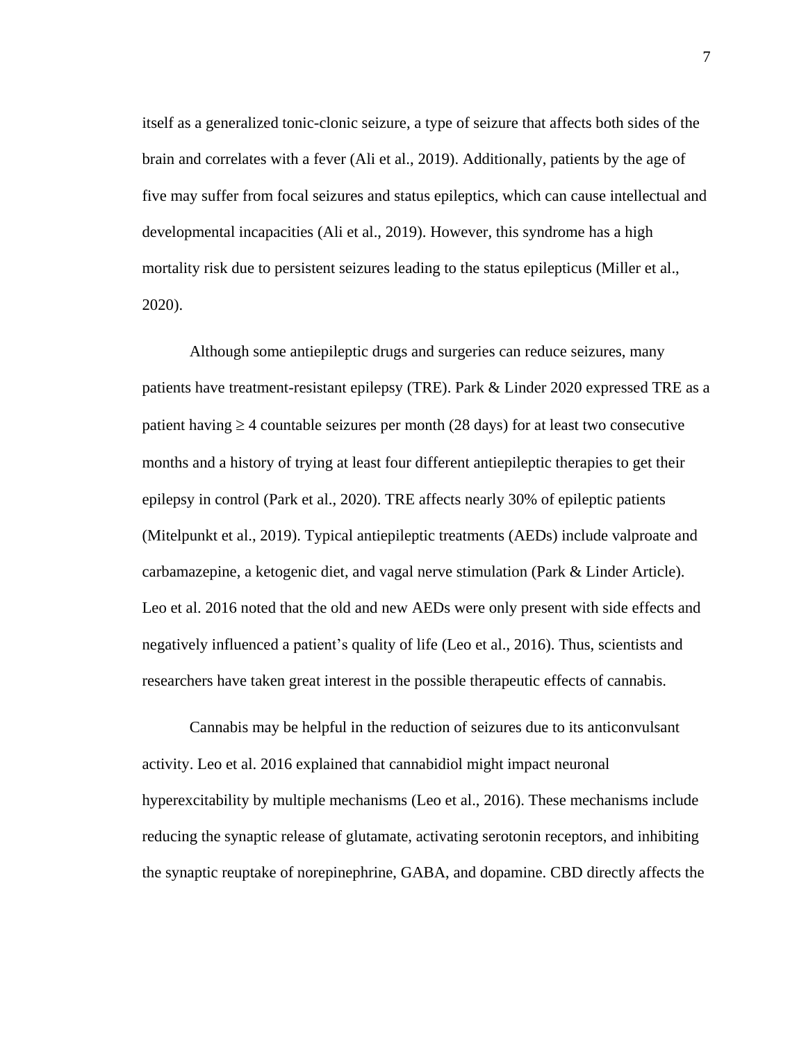itself as a generalized tonic-clonic seizure, a type of seizure that affects both sides of the brain and correlates with a fever (Ali et al., 2019). Additionally, patients by the age of five may suffer from focal seizures and status epileptics, which can cause intellectual and developmental incapacities (Ali et al., 2019). However, this syndrome has a high mortality risk due to persistent seizures leading to the status epilepticus (Miller et al., 2020).

Although some antiepileptic drugs and surgeries can reduce seizures, many patients have treatment-resistant epilepsy (TRE). Park & Linder 2020 expressed TRE as a patient having ≥ 4 countable seizures per month (28 days) for at least two consecutive months and a history of trying at least four different antiepileptic therapies to get their epilepsy in control (Park et al., 2020). TRE affects nearly 30% of epileptic patients (Mitelpunkt et al., 2019). Typical antiepileptic treatments (AEDs) include valproate and carbamazepine, a ketogenic diet, and vagal nerve stimulation (Park & Linder Article). Leo et al. 2016 noted that the old and new AEDs were only present with side effects and negatively influenced a patient's quality of life (Leo et al., 2016). Thus, scientists and researchers have taken great interest in the possible therapeutic effects of cannabis.

Cannabis may be helpful in the reduction of seizures due to its anticonvulsant activity. Leo et al. 2016 explained that cannabidiol might impact neuronal hyperexcitability by multiple mechanisms (Leo et al., 2016). These mechanisms include reducing the synaptic release of glutamate, activating serotonin receptors, and inhibiting the synaptic reuptake of norepinephrine, GABA, and dopamine. CBD directly affects the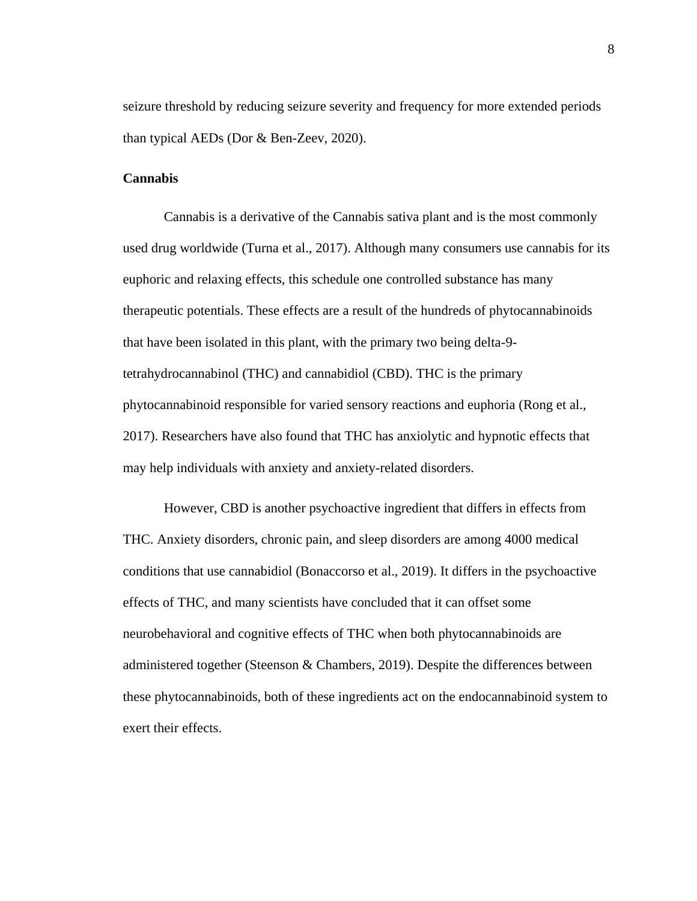seizure threshold by reducing seizure severity and frequency for more extended periods than typical AEDs (Dor & Ben-Zeev, 2020).

**Cannabis**

Cannabis is a derivative of the Cannabis sativa plant and is the most commonly used drug worldwide (Turna et al., 2017). Although many consumers use cannabis for its euphoric and relaxing effects, this schedule one controlled substance has many therapeutic potentials. These effects are a result of the hundreds of phytocannabinoids that have been isolated in this plant, with the primary two being delta-9-tetrahydrocannabinol (THC) and cannabidiol (CBD). THC is the primary phytocannabinoid responsible for varied sensory reactions and euphoria (Rong et al., 2017). Researchers have also found that THC has anxiolytic and hypnotic effects that may help individuals with anxiety and anxiety-related disorders.

However, CBD is another psychoactive ingredient that differs in effects from THC. Anxiety disorders, chronic pain, and sleep disorders are among 4000 medical conditions that use cannabidiol (Bonaccorso et al., 2019). It differs in the psychoactive effects of THC, and many scientists have concluded that it can offset some neurobehavioral and cognitive effects of THC when both phytocannabinoids are administered together (Steenson & Chambers, 2019). Despite the differences between these phytocannabinoids, both of these ingredients act on the endocannabinoid system to exert their effects.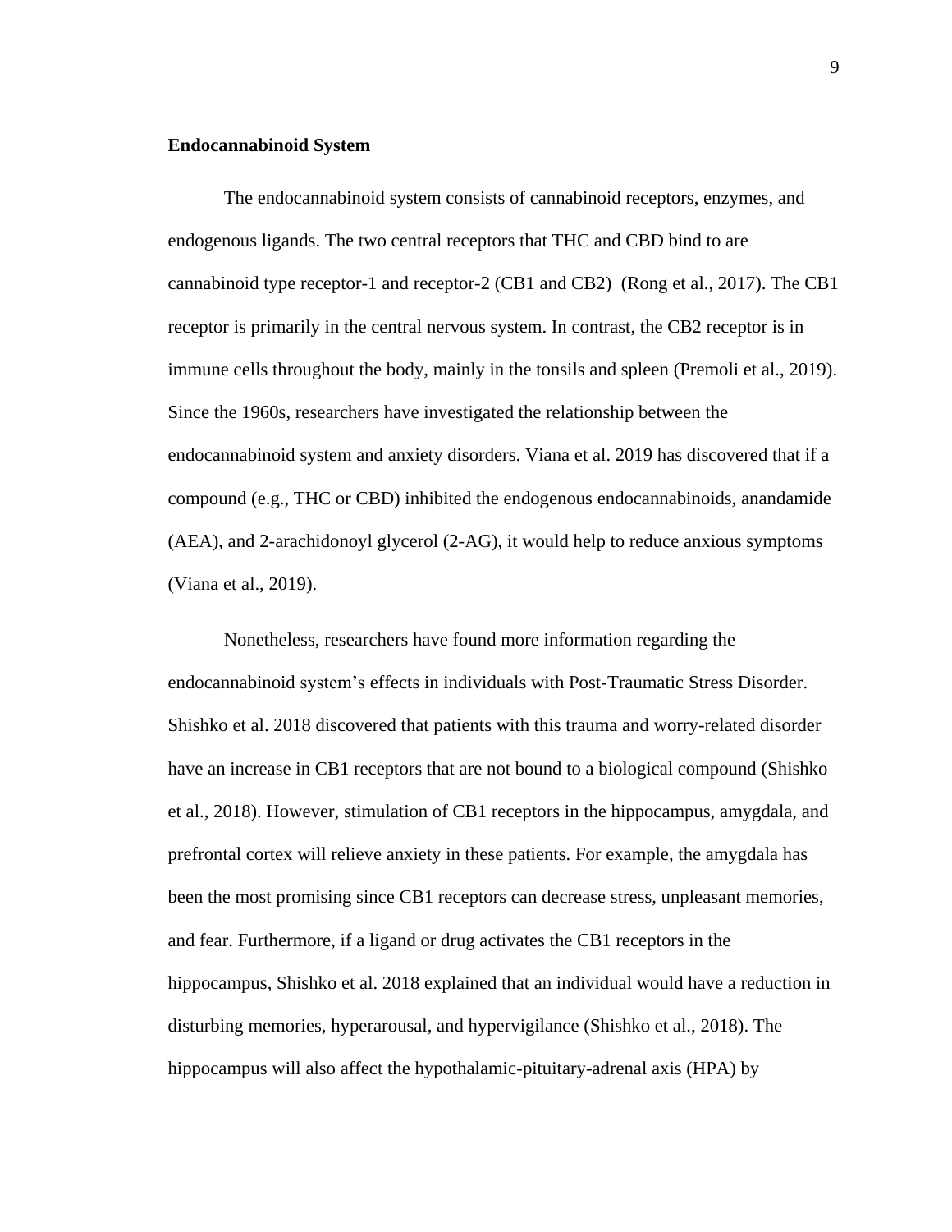**Endocannabinoid System**

The endocannabinoid system consists of cannabinoid receptors, enzymes, and endogenous ligands. The two central receptors that THC and CBD bind to are cannabinoid type receptor-1 and receptor-2 (CB1 and CB2)  (Rong et al., 2017). The CB1 receptor is primarily in the central nervous system. In contrast, the CB2 receptor is in immune cells throughout the body, mainly in the tonsils and spleen (Premoli et al., 2019). Since the 1960s, researchers have investigated the relationship between the endocannabinoid system and anxiety disorders. Viana et al. 2019 has discovered that if a compound (e.g., THC or CBD) inhibited the endogenous endocannabinoids, anandamide (AEA), and 2-arachidonoyl glycerol (2-AG), it would help to reduce anxious symptoms (Viana et al., 2019).

Nonetheless, researchers have found more information regarding the endocannabinoid system's effects in individuals with Post-Traumatic Stress Disorder. Shishko et al. 2018 discovered that patients with this trauma and worry-related disorder have an increase in CB1 receptors that are not bound to a biological compound (Shishko et al., 2018). However, stimulation of CB1 receptors in the hippocampus, amygdala, and prefrontal cortex will relieve anxiety in these patients. For example, the amygdala has been the most promising since CB1 receptors can decrease stress, unpleasant memories, and fear. Furthermore, if a ligand or drug activates the CB1 receptors in the hippocampus, Shishko et al. 2018 explained that an individual would have a reduction in disturbing memories, hyperarousal, and hypervigilance (Shishko et al., 2018). The hippocampus will also affect the hypothalamic-pituitary-adrenal axis (HPA) by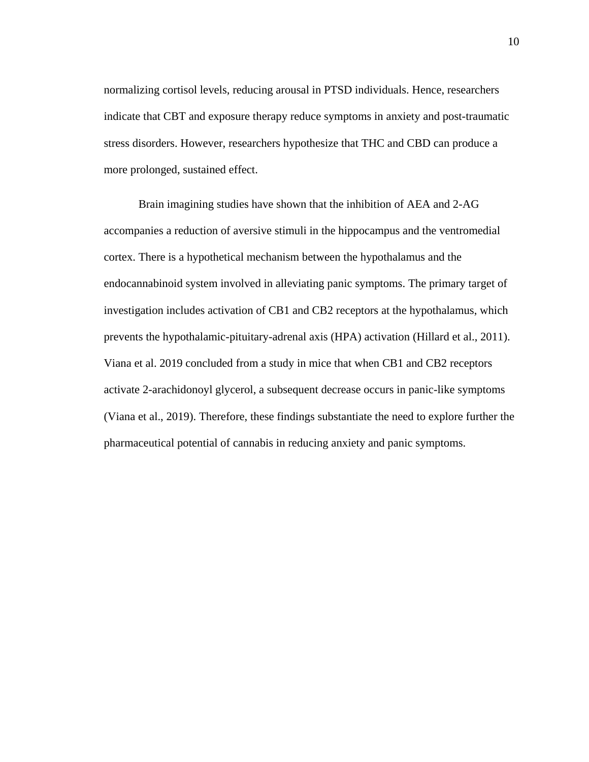normalizing cortisol levels, reducing arousal in PTSD individuals. Hence, researchers indicate that CBT and exposure therapy reduce symptoms in anxiety and post-traumatic stress disorders. However, researchers hypothesize that THC and CBD can produce a more prolonged, sustained effect.

Brain imagining studies have shown that the inhibition of AEA and 2-AG accompanies a reduction of aversive stimuli in the hippocampus and the ventromedial cortex. There is a hypothetical mechanism between the hypothalamus and the endocannabinoid system involved in alleviating panic symptoms. The primary target of investigation includes activation of CB1 and CB2 receptors at the hypothalamus, which prevents the hypothalamic-pituitary-adrenal axis (HPA) activation (Hillard et al., 2011). Viana et al. 2019 concluded from a study in mice that when CB1 and CB2 receptors activate 2-arachidonoyl glycerol, a subsequent decrease occurs in panic-like symptoms (Viana et al., 2019). Therefore, these findings substantiate the need to explore further the pharmaceutical potential of cannabis in reducing anxiety and panic symptoms.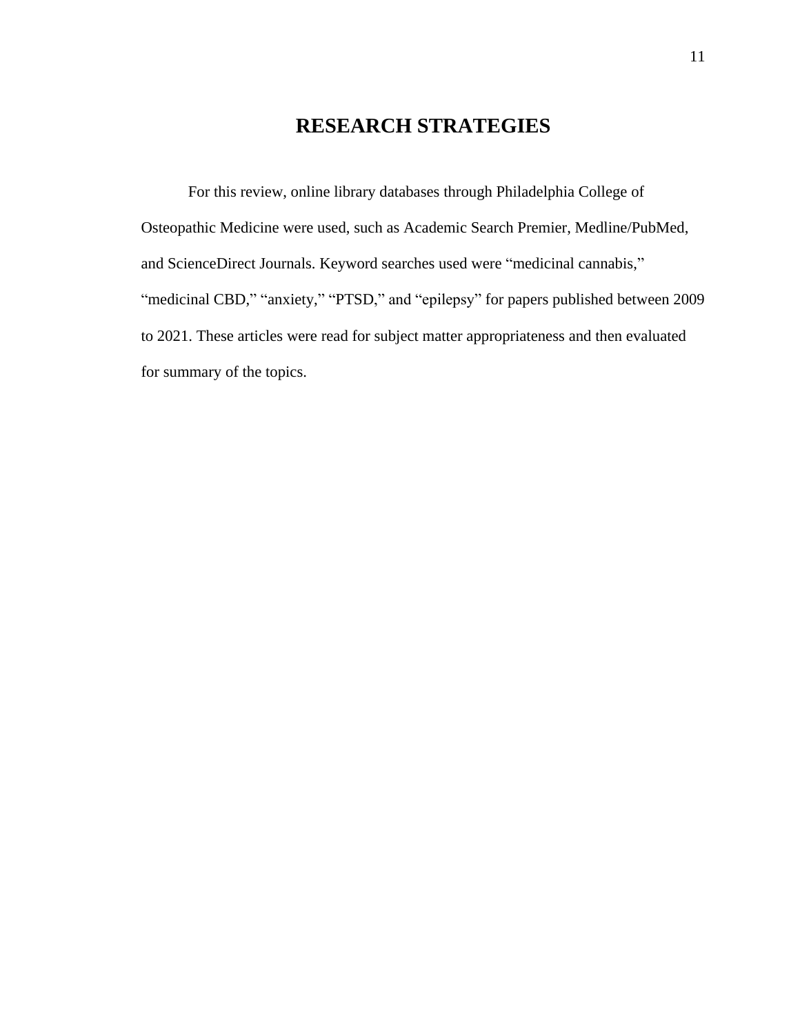# RESEARCH STRATEGIES

For this review, online library databases through Philadelphia College of Osteopathic Medicine were used, such as Academic Search Premier, Medline/PubMed, and ScienceDirect Journals. Keyword searches used were “medicinal cannabis,” “medicinal CBD,” “anxiety,” “PTSD,” and “epilepsy” for papers published between 2009 to 2021. These articles were read for subject matter appropriateness and then evaluated for summary of the topics.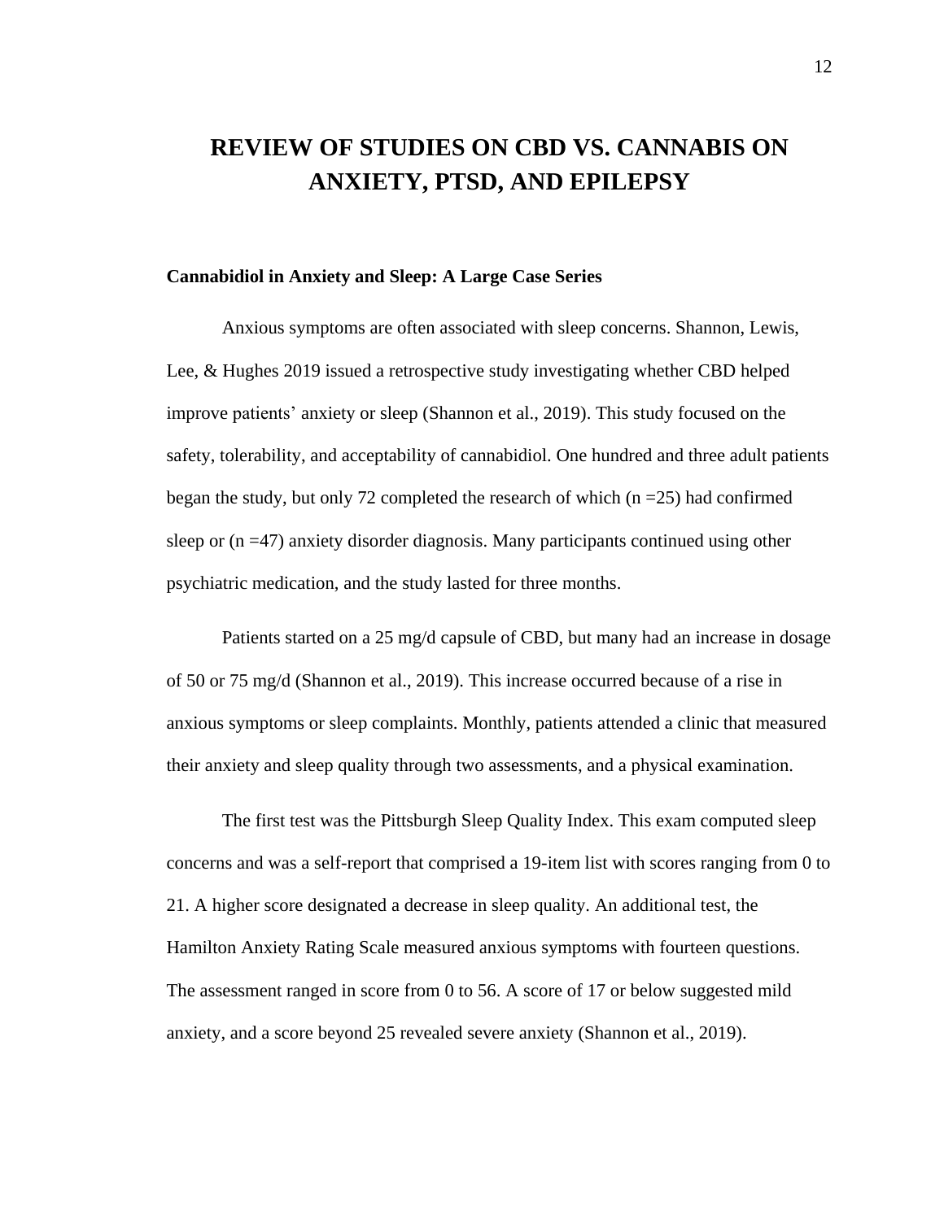# REVIEW OF STUDIES ON CBD VS. CANNABIS ON ANXIETY, PTSD, AND EPILEPSY

**Cannabidiol in Anxiety and Sleep: A Large Case Series**

Anxious symptoms are often associated with sleep concerns. Shannon, Lewis, Lee, & Hughes 2019 issued a retrospective study investigating whether CBD helped improve patients' anxiety or sleep (Shannon et al., 2019). This study focused on the safety, tolerability, and acceptability of cannabidiol. One hundred and three adult patients began the study, but only 72 completed the research of which (n =25) had confirmed sleep or (n =47) anxiety disorder diagnosis. Many participants continued using other psychiatric medication, and the study lasted for three months.

Patients started on a 25 mg/d capsule of CBD, but many had an increase in dosage of 50 or 75 mg/d (Shannon et al., 2019). This increase occurred because of a rise in anxious symptoms or sleep complaints. Monthly, patients attended a clinic that measured their anxiety and sleep quality through two assessments, and a physical examination.

The first test was the Pittsburgh Sleep Quality Index. This exam computed sleep concerns and was a self-report that comprised a 19-item list with scores ranging from 0 to 21. A higher score designated a decrease in sleep quality. An additional test, the Hamilton Anxiety Rating Scale measured anxious symptoms with fourteen questions. The assessment ranged in score from 0 to 56. A score of 17 or below suggested mild anxiety, and a score beyond 25 revealed severe anxiety (Shannon et al., 2019).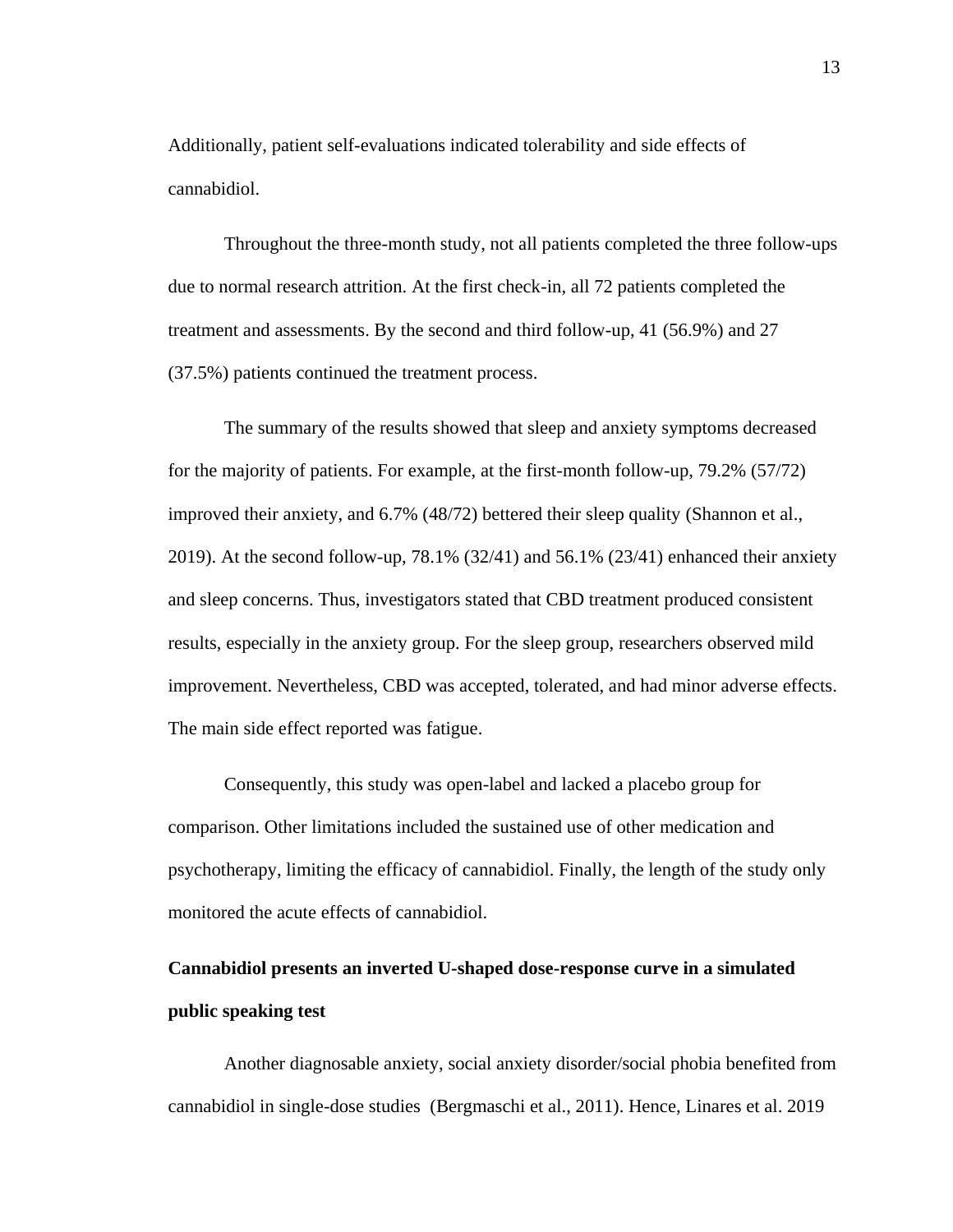Additionally, patient self-evaluations indicated tolerability and side effects of cannabidiol.

Throughout the three-month study, not all patients completed the three follow-ups due to normal research attrition. At the first check-in, all 72 patients completed the treatment and assessments. By the second and third follow-up, 41 (56.9%) and 27 (37.5%) patients continued the treatment process.

The summary of the results showed that sleep and anxiety symptoms decreased for the majority of patients. For example, at the first-month follow-up, 79.2% (57/72) improved their anxiety, and 6.7% (48/72) bettered their sleep quality (Shannon et al., 2019). At the second follow-up, 78.1% (32/41) and 56.1% (23/41) enhanced their anxiety and sleep concerns. Thus, investigators stated that CBD treatment produced consistent results, especially in the anxiety group. For the sleep group, researchers observed mild improvement. Nevertheless, CBD was accepted, tolerated, and had minor adverse effects. The main side effect reported was fatigue.

Consequently, this study was open-label and lacked a placebo group for comparison. Other limitations included the sustained use of other medication and psychotherapy, limiting the efficacy of cannabidiol. Finally, the length of the study only monitored the acute effects of cannabidiol.

**Cannabidiol presents an inverted U-shaped dose-response curve in a simulated public speaking test**

Another diagnosable anxiety, social anxiety disorder/social phobia benefited from cannabidiol in single-dose studies (Bergmaschi et al., 2011). Hence, Linares et al. 2019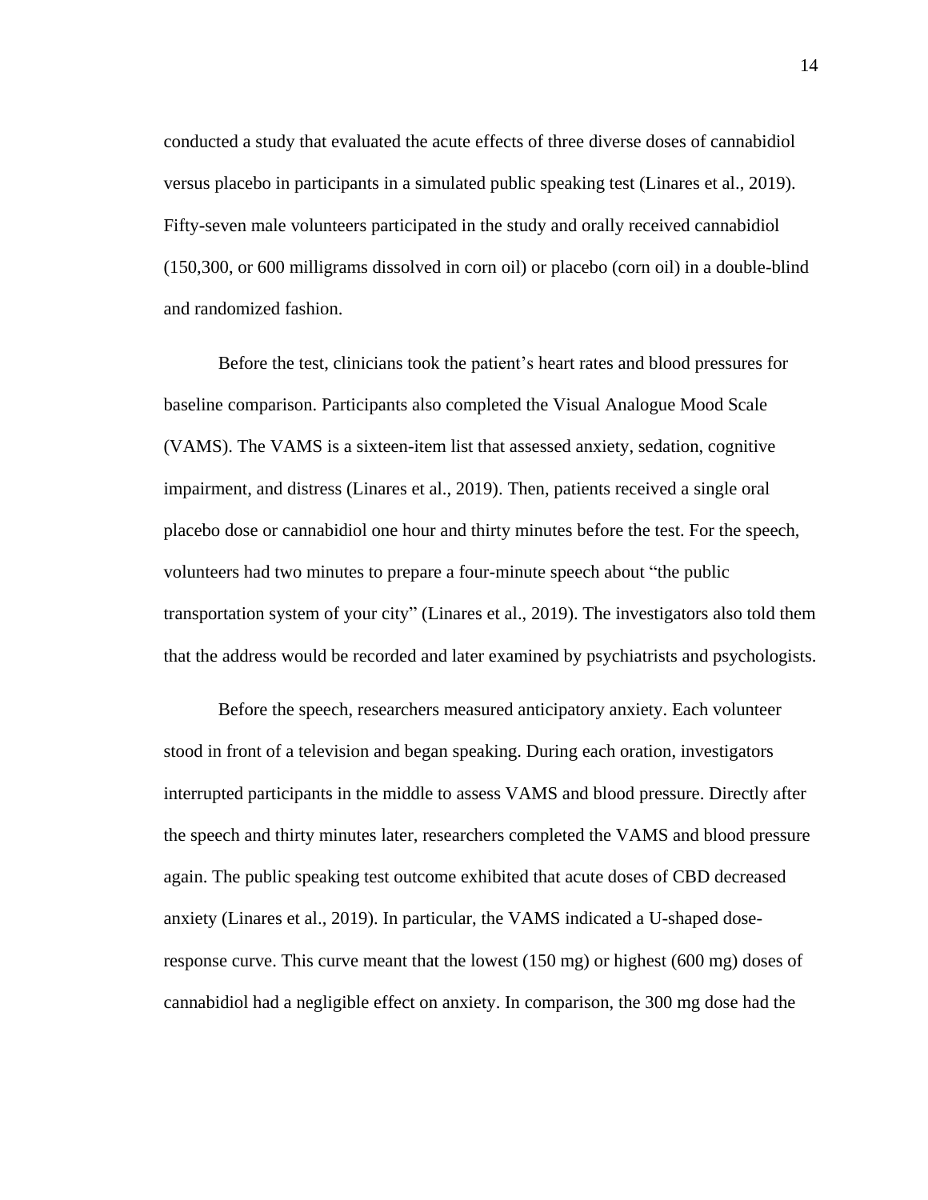conducted a study that evaluated the acute effects of three diverse doses of cannabidiol versus placebo in participants in a simulated public speaking test (Linares et al., 2019). Fifty-seven male volunteers participated in the study and orally received cannabidiol (150,300, or 600 milligrams dissolved in corn oil) or placebo (corn oil) in a double-blind and randomized fashion.

Before the test, clinicians took the patient's heart rates and blood pressures for baseline comparison. Participants also completed the Visual Analogue Mood Scale (VAMS). The VAMS is a sixteen-item list that assessed anxiety, sedation, cognitive impairment, and distress (Linares et al., 2019). Then, patients received a single oral placebo dose or cannabidiol one hour and thirty minutes before the test. For the speech, volunteers had two minutes to prepare a four-minute speech about "the public transportation system of your city" (Linares et al., 2019). The investigators also told them that the address would be recorded and later examined by psychiatrists and psychologists.

Before the speech, researchers measured anticipatory anxiety. Each volunteer stood in front of a television and began speaking. During each oration, investigators interrupted participants in the middle to assess VAMS and blood pressure. Directly after the speech and thirty minutes later, researchers completed the VAMS and blood pressure again. The public speaking test outcome exhibited that acute doses of CBD decreased anxiety (Linares et al., 2019). In particular, the VAMS indicated a U-shaped dose-response curve. This curve meant that the lowest (150 mg) or highest (600 mg) doses of cannabidiol had a negligible effect on anxiety. In comparison, the 300 mg dose had the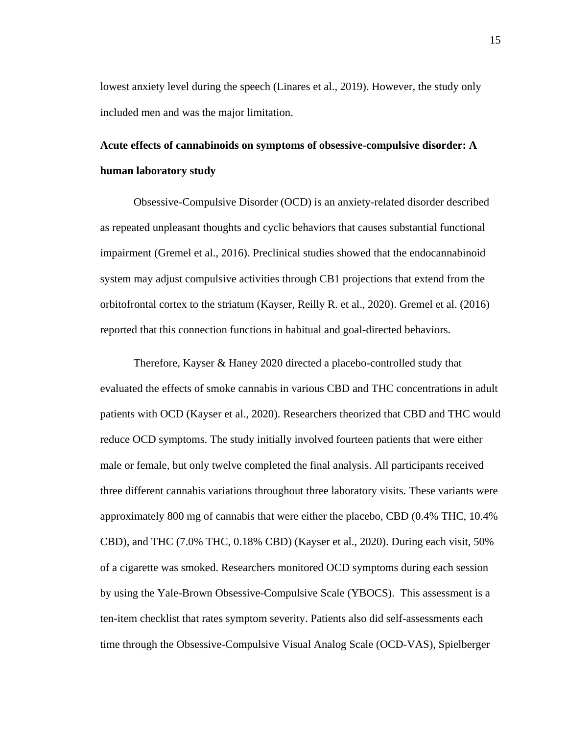lowest anxiety level during the speech (Linares et al., 2019). However, the study only included men and was the major limitation.

**Acute effects of cannabinoids on symptoms of obsessive-compulsive disorder: A human laboratory study**

Obsessive-Compulsive Disorder (OCD) is an anxiety-related disorder described as repeated unpleasant thoughts and cyclic behaviors that causes substantial functional impairment (Gremel et al., 2016). Preclinical studies showed that the endocannabinoid system may adjust compulsive activities through CB1 projections that extend from the orbitofrontal cortex to the striatum (Kayser, Reilly R. et al., 2020). Gremel et al. (2016) reported that this connection functions in habitual and goal-directed behaviors.

Therefore, Kayser & Haney 2020 directed a placebo-controlled study that evaluated the effects of smoke cannabis in various CBD and THC concentrations in adult patients with OCD (Kayser et al., 2020). Researchers theorized that CBD and THC would reduce OCD symptoms. The study initially involved fourteen patients that were either male or female, but only twelve completed the final analysis. All participants received three different cannabis variations throughout three laboratory visits. These variants were approximately 800 mg of cannabis that were either the placebo, CBD (0.4% THC, 10.4% CBD), and THC (7.0% THC, 0.18% CBD) (Kayser et al., 2020). During each visit, 50% of a cigarette was smoked. Researchers monitored OCD symptoms during each session by using the Yale-Brown Obsessive-Compulsive Scale (YBOCS). This assessment is a ten-item checklist that rates symptom severity. Patients also did self-assessments each time through the Obsessive-Compulsive Visual Analog Scale (OCD-VAS), Spielberger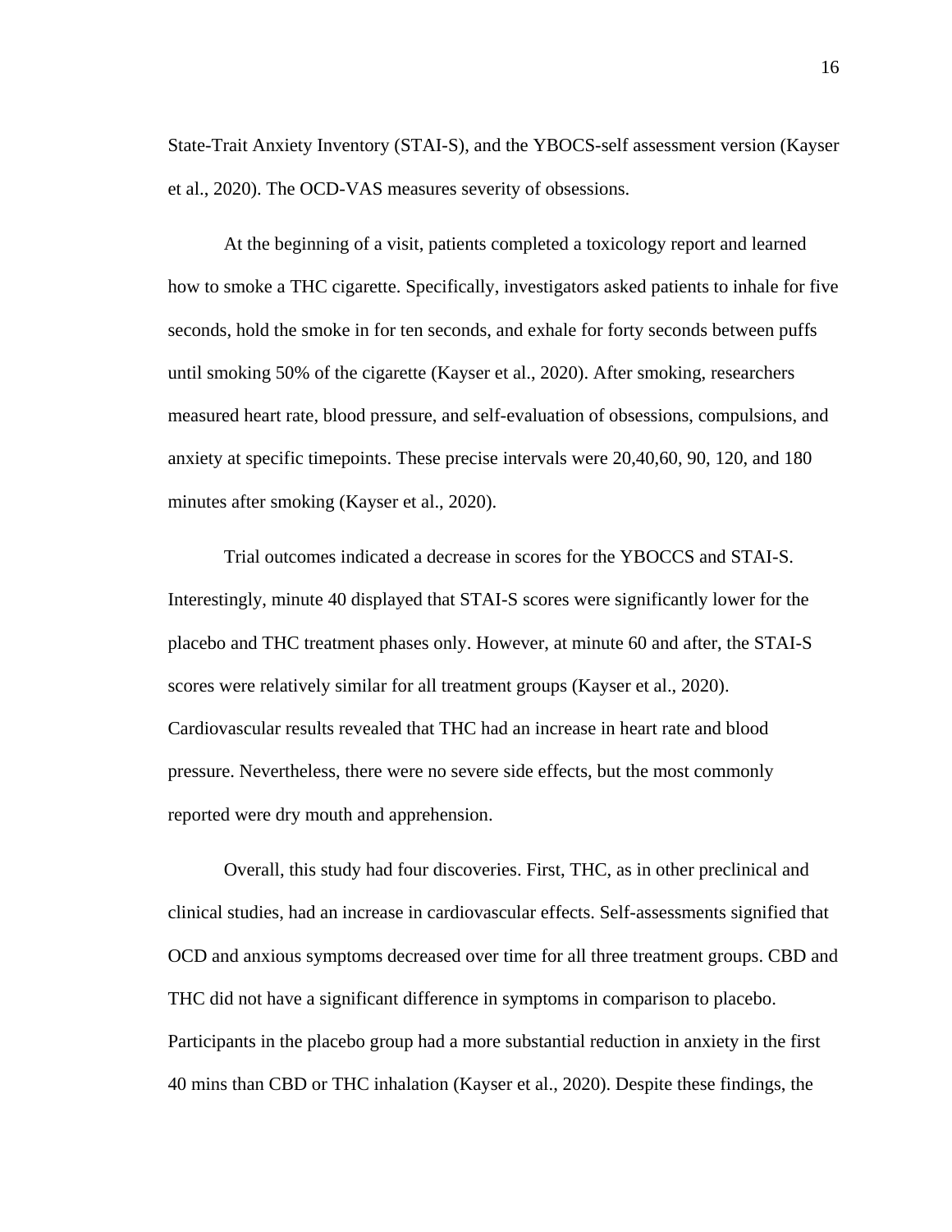State-Trait Anxiety Inventory (STAI-S), and the YBOCS-self assessment version (Kayser et al., 2020). The OCD-VAS measures severity of obsessions.

At the beginning of a visit, patients completed a toxicology report and learned how to smoke a THC cigarette. Specifically, investigators asked patients to inhale for five seconds, hold the smoke in for ten seconds, and exhale for forty seconds between puffs until smoking 50% of the cigarette (Kayser et al., 2020). After smoking, researchers measured heart rate, blood pressure, and self-evaluation of obsessions, compulsions, and anxiety at specific timepoints. These precise intervals were 20,40,60, 90, 120, and 180 minutes after smoking (Kayser et al., 2020).

Trial outcomes indicated a decrease in scores for the YBOCCS and STAI-S. Interestingly, minute 40 displayed that STAI-S scores were significantly lower for the placebo and THC treatment phases only. However, at minute 60 and after, the STAI-S scores were relatively similar for all treatment groups (Kayser et al., 2020). Cardiovascular results revealed that THC had an increase in heart rate and blood pressure. Nevertheless, there were no severe side effects, but the most commonly reported were dry mouth and apprehension.

Overall, this study had four discoveries. First, THC, as in other preclinical and clinical studies, had an increase in cardiovascular effects. Self-assessments signified that OCD and anxious symptoms decreased over time for all three treatment groups. CBD and THC did not have a significant difference in symptoms in comparison to placebo. Participants in the placebo group had a more substantial reduction in anxiety in the first 40 mins than CBD or THC inhalation (Kayser et al., 2020). Despite these findings, the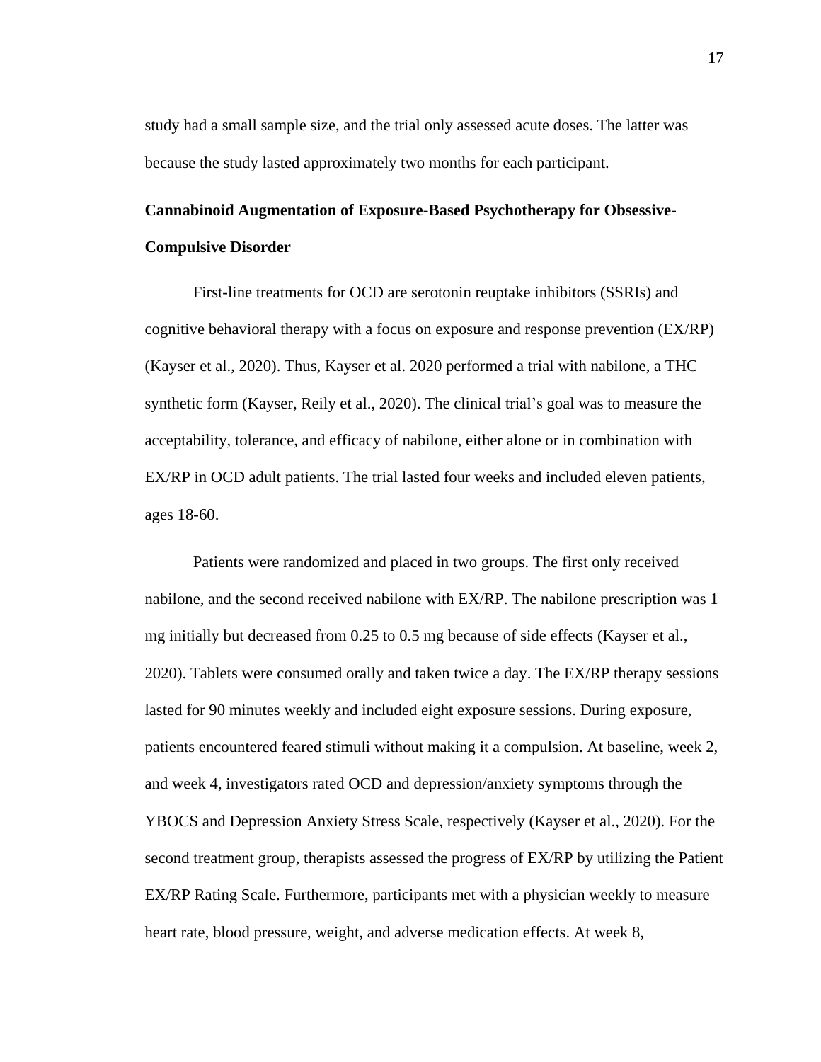study had a small sample size, and the trial only assessed acute doses. The latter was because the study lasted approximately two months for each participant.

## Cannabinoid Augmentation of Exposure-Based Psychotherapy for Obsessive-Compulsive Disorder

First-line treatments for OCD are serotonin reuptake inhibitors (SSRIs) and cognitive behavioral therapy with a focus on exposure and response prevention (EX/RP) (Kayser et al., 2020). Thus, Kayser et al. 2020 performed a trial with nabilone, a THC synthetic form (Kayser, Reily et al., 2020). The clinical trial's goal was to measure the acceptability, tolerance, and efficacy of nabilone, either alone or in combination with EX/RP in OCD adult patients. The trial lasted four weeks and included eleven patients, ages 18-60.

Patients were randomized and placed in two groups. The first only received nabilone, and the second received nabilone with EX/RP. The nabilone prescription was 1 mg initially but decreased from 0.25 to 0.5 mg because of side effects (Kayser et al., 2020). Tablets were consumed orally and taken twice a day. The EX/RP therapy sessions lasted for 90 minutes weekly and included eight exposure sessions. During exposure, patients encountered feared stimuli without making it a compulsion. At baseline, week 2, and week 4, investigators rated OCD and depression/anxiety symptoms through the YBOCS and Depression Anxiety Stress Scale, respectively (Kayser et al., 2020). For the second treatment group, therapists assessed the progress of EX/RP by utilizing the Patient EX/RP Rating Scale. Furthermore, participants met with a physician weekly to measure heart rate, blood pressure, weight, and adverse medication effects. At week 8,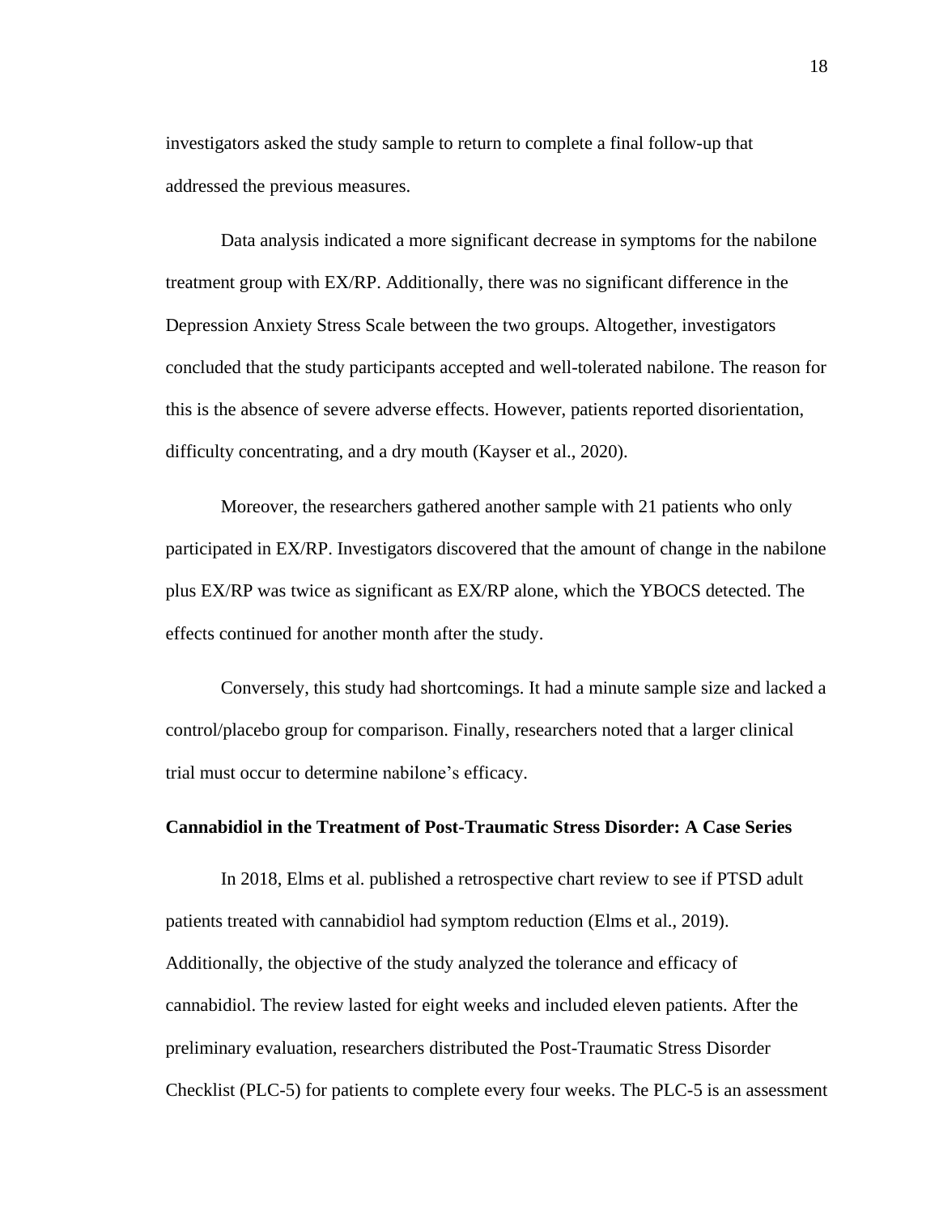investigators asked the study sample to return to complete a final follow-up that addressed the previous measures.

Data analysis indicated a more significant decrease in symptoms for the nabilone treatment group with EX/RP. Additionally, there was no significant difference in the Depression Anxiety Stress Scale between the two groups. Altogether, investigators concluded that the study participants accepted and well-tolerated nabilone. The reason for this is the absence of severe adverse effects. However, patients reported disorientation, difficulty concentrating, and a dry mouth (Kayser et al., 2020).

Moreover, the researchers gathered another sample with 21 patients who only participated in EX/RP. Investigators discovered that the amount of change in the nabilone plus EX/RP was twice as significant as EX/RP alone, which the YBOCS detected. The effects continued for another month after the study.

Conversely, this study had shortcomings. It had a minute sample size and lacked a control/placebo group for comparison. Finally, researchers noted that a larger clinical trial must occur to determine nabilone's efficacy.

### Cannabidiol in the Treatment of Post-Traumatic Stress Disorder: A Case Series

In 2018, Elms et al. published a retrospective chart review to see if PTSD adult patients treated with cannabidiol had symptom reduction (Elms et al., 2019). Additionally, the objective of the study analyzed the tolerance and efficacy of cannabidiol. The review lasted for eight weeks and included eleven patients. After the preliminary evaluation, researchers distributed the Post-Traumatic Stress Disorder Checklist (PLC-5) for patients to complete every four weeks. The PLC-5 is an assessment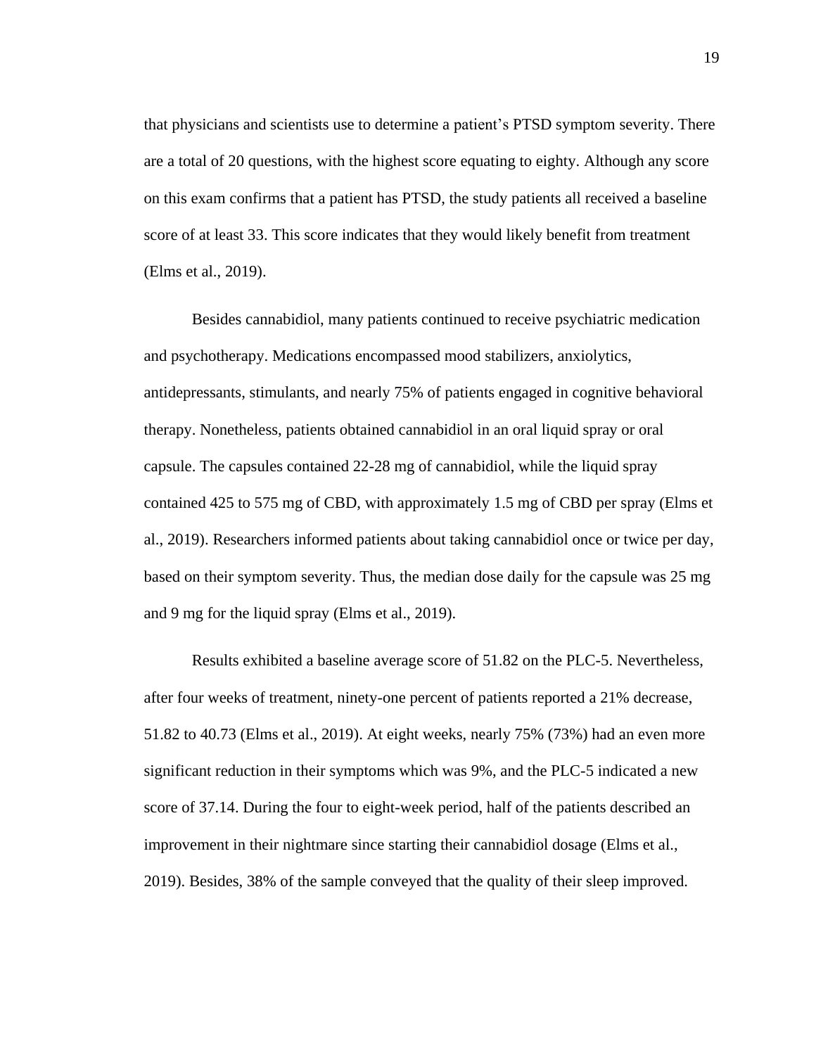that physicians and scientists use to determine a patient's PTSD symptom severity. There are a total of 20 questions, with the highest score equating to eighty. Although any score on this exam confirms that a patient has PTSD, the study patients all received a baseline score of at least 33. This score indicates that they would likely benefit from treatment (Elms et al., 2019).

Besides cannabidiol, many patients continued to receive psychiatric medication and psychotherapy. Medications encompassed mood stabilizers, anxiolytics, antidepressants, stimulants, and nearly 75% of patients engaged in cognitive behavioral therapy. Nonetheless, patients obtained cannabidiol in an oral liquid spray or oral capsule. The capsules contained 22-28 mg of cannabidiol, while the liquid spray contained 425 to 575 mg of CBD, with approximately 1.5 mg of CBD per spray (Elms et al., 2019). Researchers informed patients about taking cannabidiol once or twice per day, based on their symptom severity. Thus, the median dose daily for the capsule was 25 mg and 9 mg for the liquid spray (Elms et al., 2019).

Results exhibited a baseline average score of 51.82 on the PLC-5. Nevertheless, after four weeks of treatment, ninety-one percent of patients reported a 21% decrease, 51.82 to 40.73 (Elms et al., 2019). At eight weeks, nearly 75% (73%) had an even more significant reduction in their symptoms which was 9%, and the PLC-5 indicated a new score of 37.14. During the four to eight-week period, half of the patients described an improvement in their nightmare since starting their cannabidiol dosage (Elms et al., 2019). Besides, 38% of the sample conveyed that the quality of their sleep improved.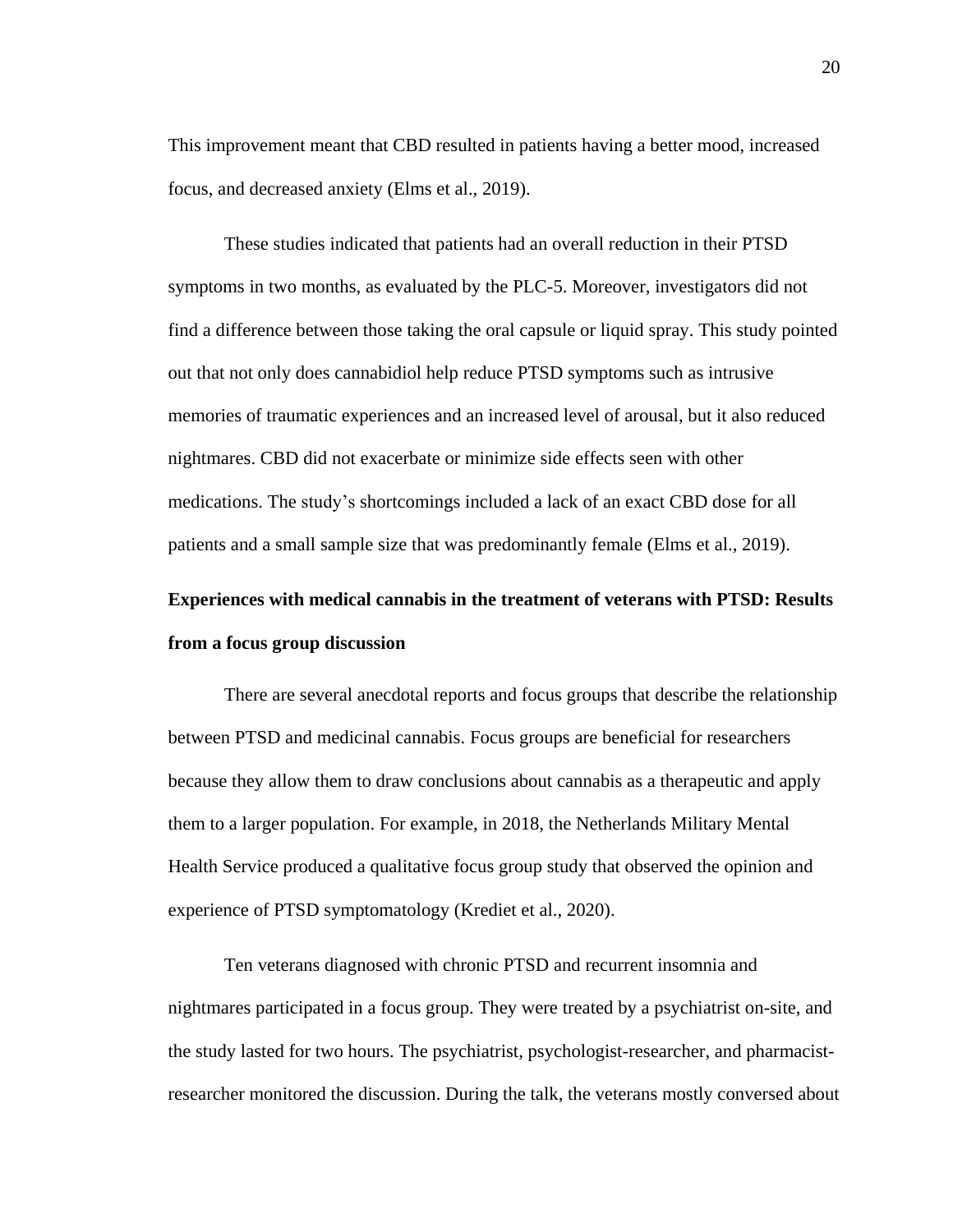This improvement meant that CBD resulted in patients having a better mood, increased focus, and decreased anxiety (Elms et al., 2019).

These studies indicated that patients had an overall reduction in their PTSD symptoms in two months, as evaluated by the PLC-5. Moreover, investigators did not find a difference between those taking the oral capsule or liquid spray. This study pointed out that not only does cannabidiol help reduce PTSD symptoms such as intrusive memories of traumatic experiences and an increased level of arousal, but it also reduced nightmares. CBD did not exacerbate or minimize side effects seen with other medications. The study's shortcomings included a lack of an exact CBD dose for all patients and a small sample size that was predominantly female (Elms et al., 2019).

**Experiences with medical cannabis in the treatment of veterans with PTSD: Results from a focus group discussion**

There are several anecdotal reports and focus groups that describe the relationship between PTSD and medicinal cannabis. Focus groups are beneficial for researchers because they allow them to draw conclusions about cannabis as a therapeutic and apply them to a larger population. For example, in 2018, the Netherlands Military Mental Health Service produced a qualitative focus group study that observed the opinion and experience of PTSD symptomatology (Krediet et al., 2020).

Ten veterans diagnosed with chronic PTSD and recurrent insomnia and nightmares participated in a focus group. They were treated by a psychiatrist on-site, and the study lasted for two hours. The psychiatrist, psychologist-researcher, and pharmacist-researcher monitored the discussion. During the talk, the veterans mostly conversed about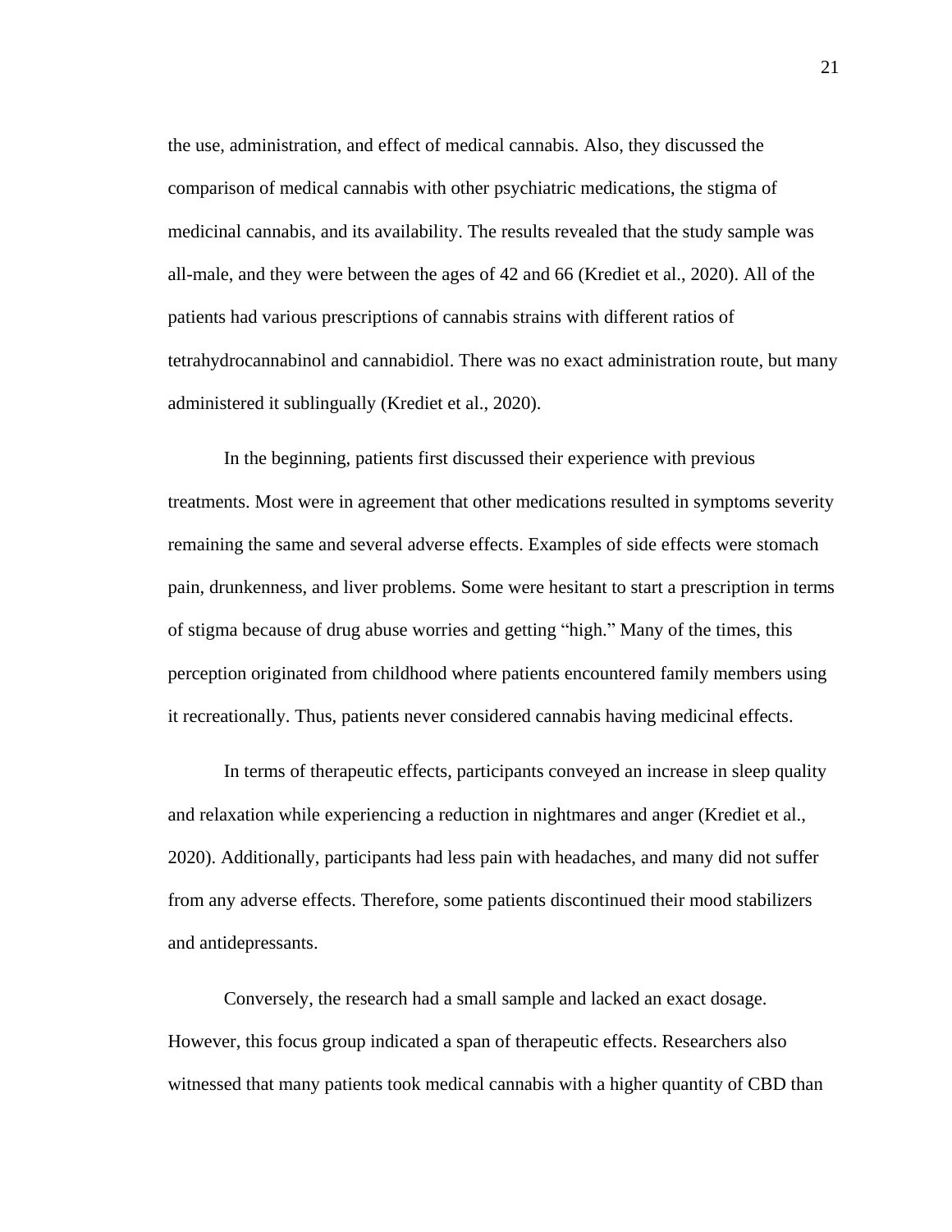the use, administration, and effect of medical cannabis. Also, they discussed the comparison of medical cannabis with other psychiatric medications, the stigma of medicinal cannabis, and its availability. The results revealed that the study sample was all-male, and they were between the ages of 42 and 66 (Krediet et al., 2020). All of the patients had various prescriptions of cannabis strains with different ratios of tetrahydrocannabinol and cannabidiol. There was no exact administration route, but many administered it sublingually (Krediet et al., 2020).

In the beginning, patients first discussed their experience with previous treatments. Most were in agreement that other medications resulted in symptoms severity remaining the same and several adverse effects. Examples of side effects were stomach pain, drunkenness, and liver problems. Some were hesitant to start a prescription in terms of stigma because of drug abuse worries and getting "high." Many of the times, this perception originated from childhood where patients encountered family members using it recreationally. Thus, patients never considered cannabis having medicinal effects.

In terms of therapeutic effects, participants conveyed an increase in sleep quality and relaxation while experiencing a reduction in nightmares and anger (Krediet et al., 2020). Additionally, participants had less pain with headaches, and many did not suffer from any adverse effects. Therefore, some patients discontinued their mood stabilizers and antidepressants.

Conversely, the research had a small sample and lacked an exact dosage. However, this focus group indicated a span of therapeutic effects. Researchers also witnessed that many patients took medical cannabis with a higher quantity of CBD than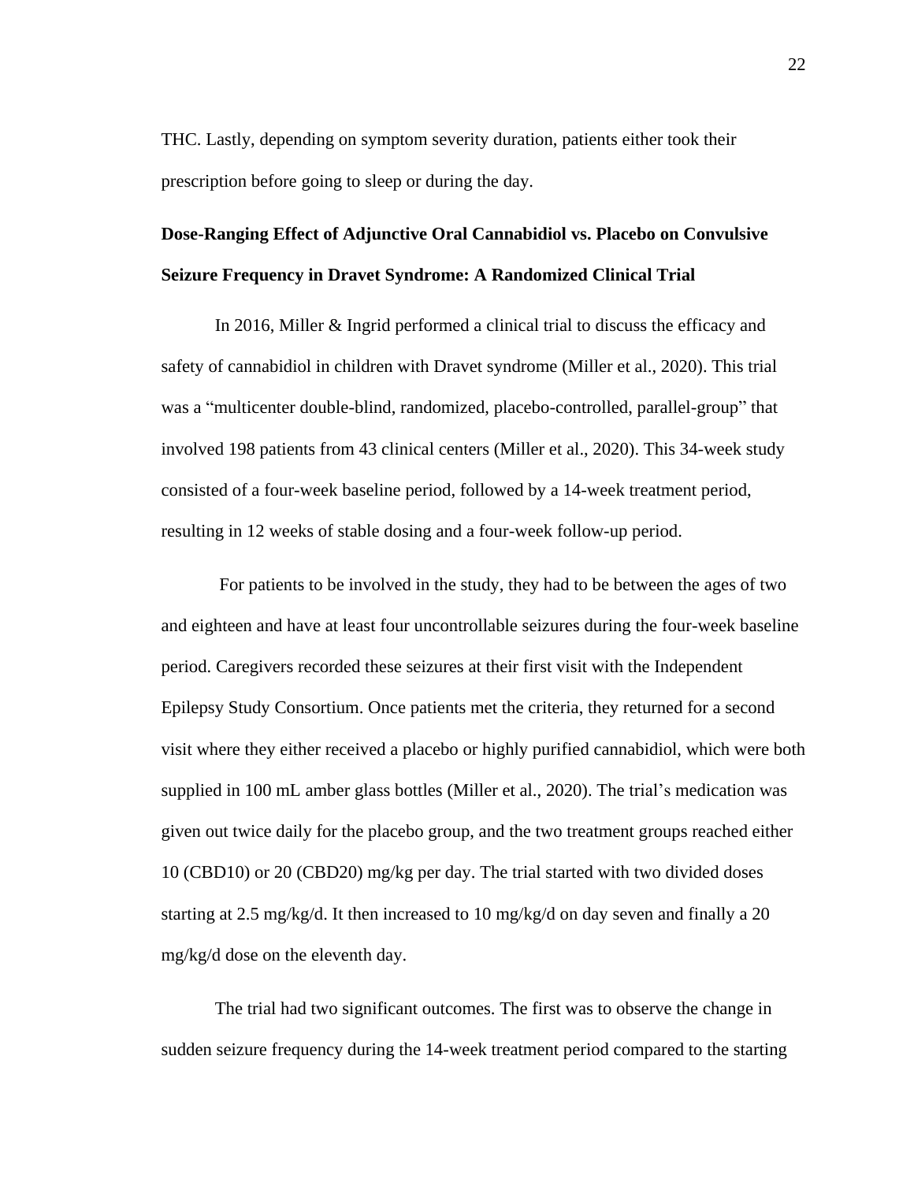THC. Lastly, depending on symptom severity duration, patients either took their prescription before going to sleep or during the day.

## Dose-Ranging Effect of Adjunctive Oral Cannabidiol vs. Placebo on Convulsive Seizure Frequency in Dravet Syndrome: A Randomized Clinical Trial

In 2016, Miller & Ingrid performed a clinical trial to discuss the efficacy and safety of cannabidiol in children with Dravet syndrome (Miller et al., 2020). This trial was a "multicenter double-blind, randomized, placebo-controlled, parallel-group" that involved 198 patients from 43 clinical centers (Miller et al., 2020). This 34-week study consisted of a four-week baseline period, followed by a 14-week treatment period, resulting in 12 weeks of stable dosing and a four-week follow-up period.

For patients to be involved in the study, they had to be between the ages of two and eighteen and have at least four uncontrollable seizures during the four-week baseline period. Caregivers recorded these seizures at their first visit with the Independent Epilepsy Study Consortium. Once patients met the criteria, they returned for a second visit where they either received a placebo or highly purified cannabidiol, which were both supplied in 100 mL amber glass bottles (Miller et al., 2020). The trial's medication was given out twice daily for the placebo group, and the two treatment groups reached either 10 (CBD10) or 20 (CBD20) mg/kg per day. The trial started with two divided doses starting at 2.5 mg/kg/d. It then increased to 10 mg/kg/d on day seven and finally a 20 mg/kg/d dose on the eleventh day.

The trial had two significant outcomes. The first was to observe the change in sudden seizure frequency during the 14-week treatment period compared to the starting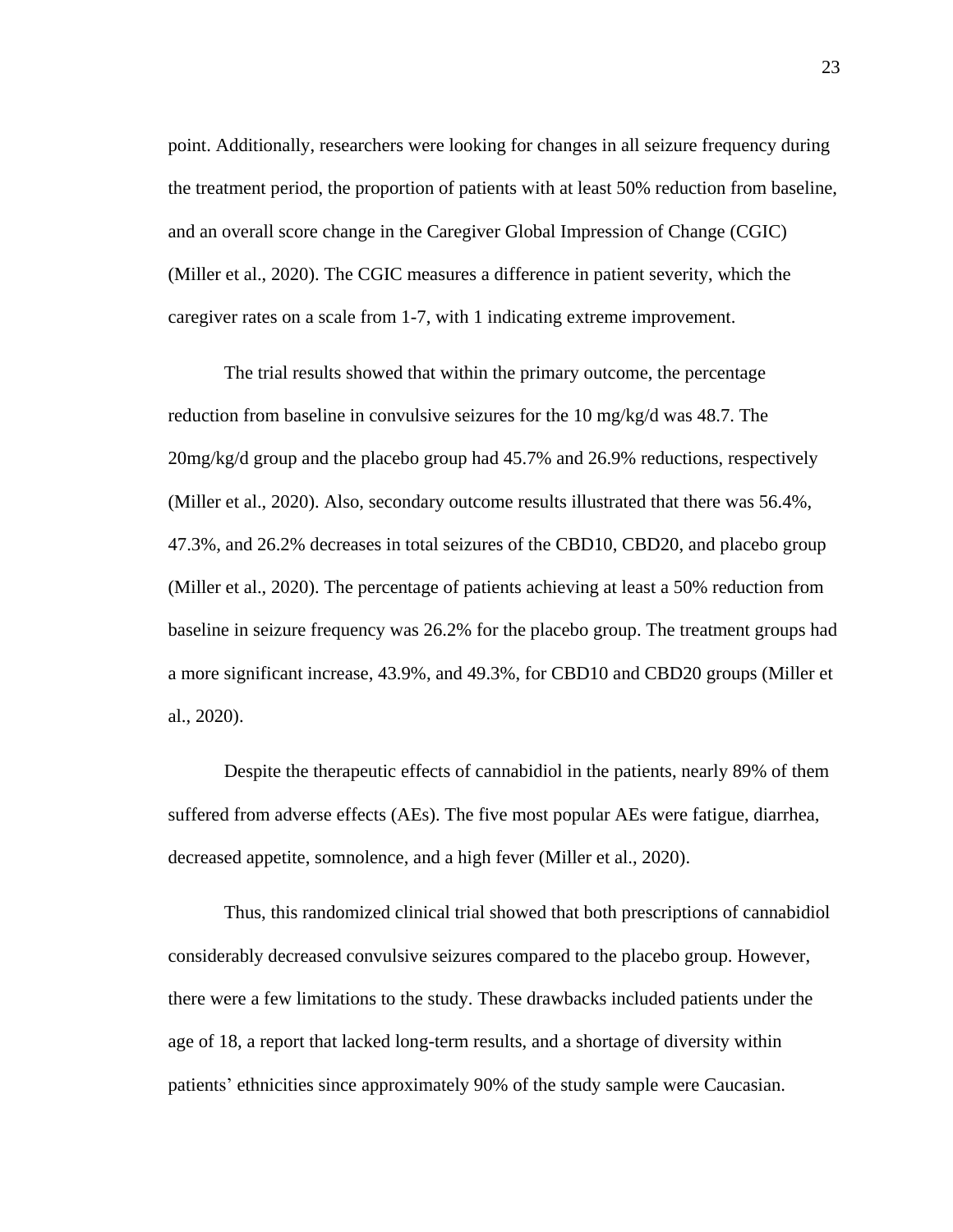point. Additionally, researchers were looking for changes in all seizure frequency during the treatment period, the proportion of patients with at least 50% reduction from baseline, and an overall score change in the Caregiver Global Impression of Change (CGIC) (Miller et al., 2020). The CGIC measures a difference in patient severity, which the caregiver rates on a scale from 1-7, with 1 indicating extreme improvement.

The trial results showed that within the primary outcome, the percentage reduction from baseline in convulsive seizures for the 10 mg/kg/d was 48.7. The 20mg/kg/d group and the placebo group had 45.7% and 26.9% reductions, respectively (Miller et al., 2020). Also, secondary outcome results illustrated that there was 56.4%, 47.3%, and 26.2% decreases in total seizures of the CBD10, CBD20, and placebo group (Miller et al., 2020). The percentage of patients achieving at least a 50% reduction from baseline in seizure frequency was 26.2% for the placebo group. The treatment groups had a more significant increase, 43.9%, and 49.3%, for CBD10 and CBD20 groups (Miller et al., 2020).

Despite the therapeutic effects of cannabidiol in the patients, nearly 89% of them suffered from adverse effects (AEs). The five most popular AEs were fatigue, diarrhea, decreased appetite, somnolence, and a high fever (Miller et al., 2020).

Thus, this randomized clinical trial showed that both prescriptions of cannabidiol considerably decreased convulsive seizures compared to the placebo group. However, there were a few limitations to the study. These drawbacks included patients under the age of 18, a report that lacked long-term results, and a shortage of diversity within patients' ethnicities since approximately 90% of the study sample were Caucasian.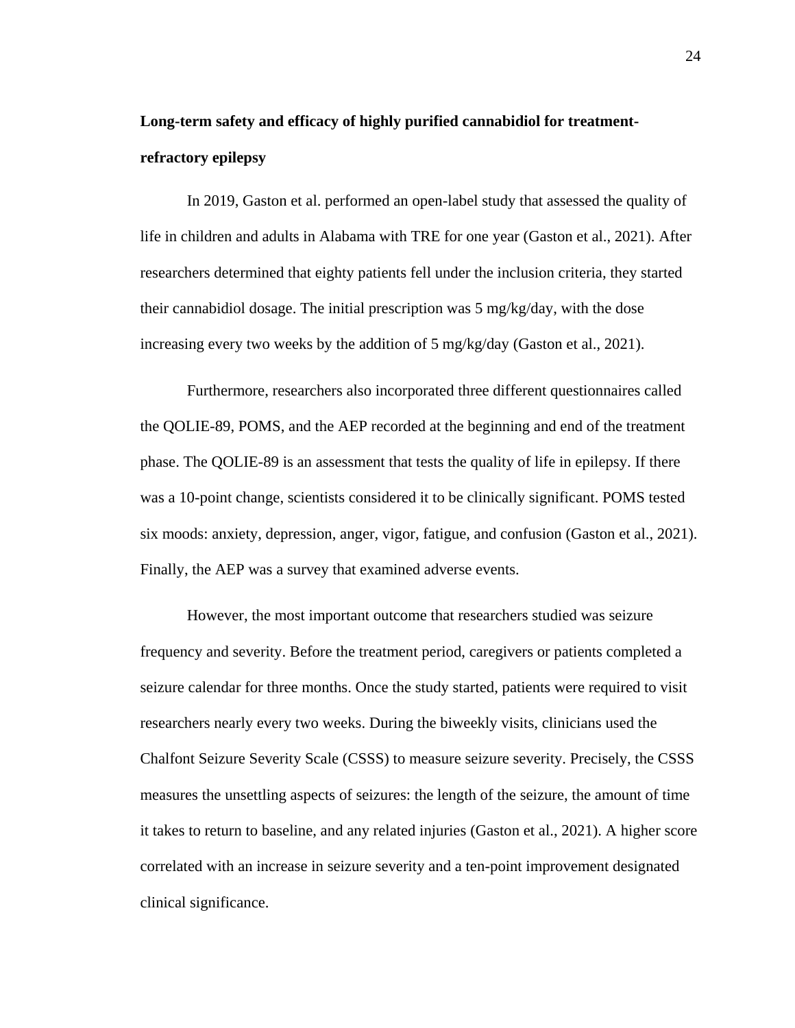**Long-term safety and efficacy of highly purified cannabidiol for treatment-refractory epilepsy**

In 2019, Gaston et al. performed an open-label study that assessed the quality of life in children and adults in Alabama with TRE for one year (Gaston et al., 2021). After researchers determined that eighty patients fell under the inclusion criteria, they started their cannabidiol dosage. The initial prescription was 5 mg/kg/day, with the dose increasing every two weeks by the addition of 5 mg/kg/day (Gaston et al., 2021).

Furthermore, researchers also incorporated three different questionnaires called the QOLIE-89, POMS, and the AEP recorded at the beginning and end of the treatment phase. The QOLIE-89 is an assessment that tests the quality of life in epilepsy. If there was a 10-point change, scientists considered it to be clinically significant. POMS tested six moods: anxiety, depression, anger, vigor, fatigue, and confusion (Gaston et al., 2021). Finally, the AEP was a survey that examined adverse events.

However, the most important outcome that researchers studied was seizure frequency and severity. Before the treatment period, caregivers or patients completed a seizure calendar for three months. Once the study started, patients were required to visit researchers nearly every two weeks. During the biweekly visits, clinicians used the Chalfont Seizure Severity Scale (CSSS) to measure seizure severity. Precisely, the CSSS measures the unsettling aspects of seizures: the length of the seizure, the amount of time it takes to return to baseline, and any related injuries (Gaston et al., 2021). A higher score correlated with an increase in seizure severity and a ten-point improvement designated clinical significance.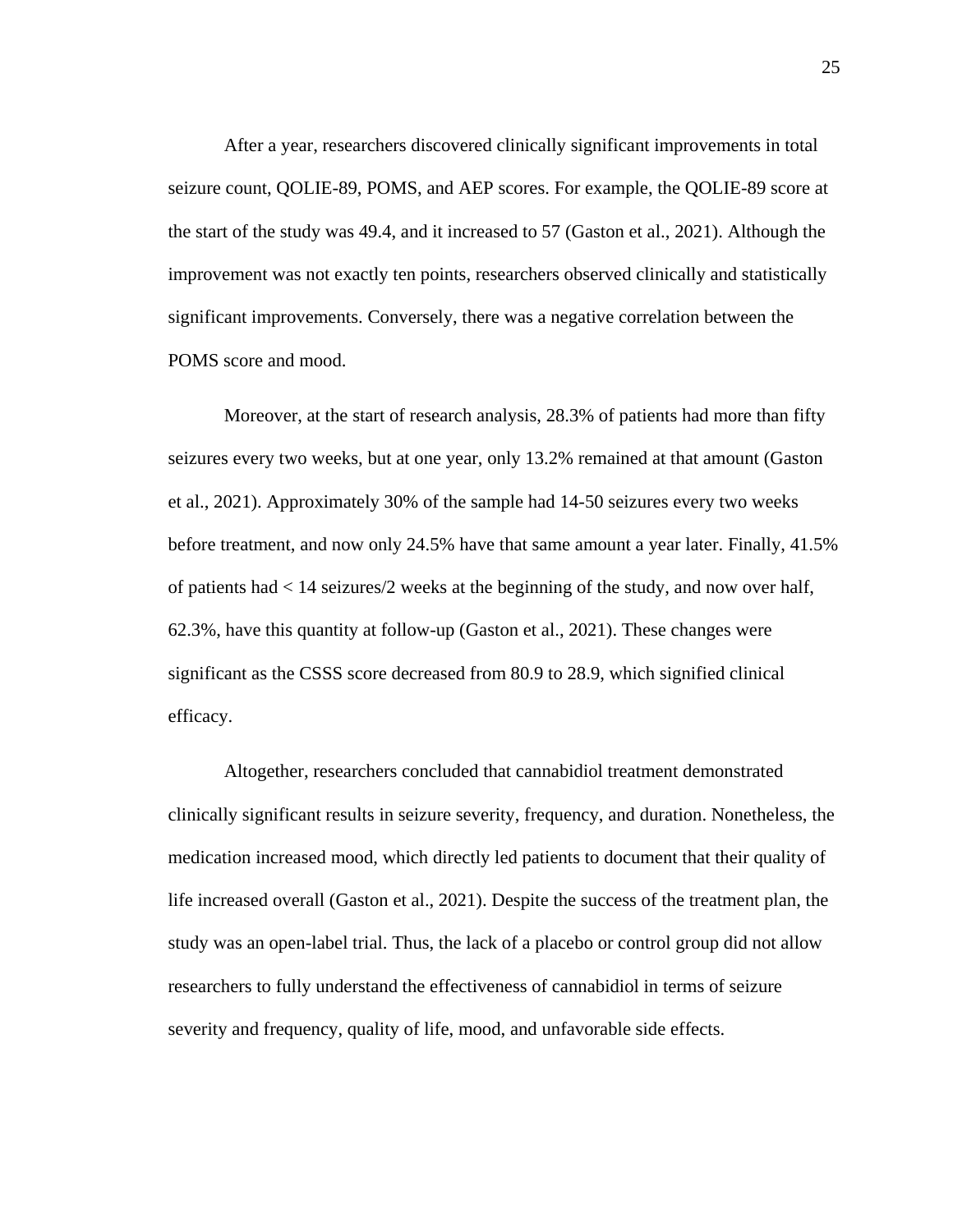After a year, researchers discovered clinically significant improvements in total seizure count, QOLIE-89, POMS, and AEP scores. For example, the QOLIE-89 score at the start of the study was 49.4, and it increased to 57 (Gaston et al., 2021). Although the improvement was not exactly ten points, researchers observed clinically and statistically significant improvements. Conversely, there was a negative correlation between the POMS score and mood.

Moreover, at the start of research analysis, 28.3% of patients had more than fifty seizures every two weeks, but at one year, only 13.2% remained at that amount (Gaston et al., 2021). Approximately 30% of the sample had 14-50 seizures every two weeks before treatment, and now only 24.5% have that same amount a year later. Finally, 41.5% of patients had < 14 seizures/2 weeks at the beginning of the study, and now over half, 62.3%, have this quantity at follow-up (Gaston et al., 2021). These changes were significant as the CSSS score decreased from 80.9 to 28.9, which signified clinical efficacy.

Altogether, researchers concluded that cannabidiol treatment demonstrated clinically significant results in seizure severity, frequency, and duration. Nonetheless, the medication increased mood, which directly led patients to document that their quality of life increased overall (Gaston et al., 2021). Despite the success of the treatment plan, the study was an open-label trial. Thus, the lack of a placebo or control group did not allow researchers to fully understand the effectiveness of cannabidiol in terms of seizure severity and frequency, quality of life, mood, and unfavorable side effects.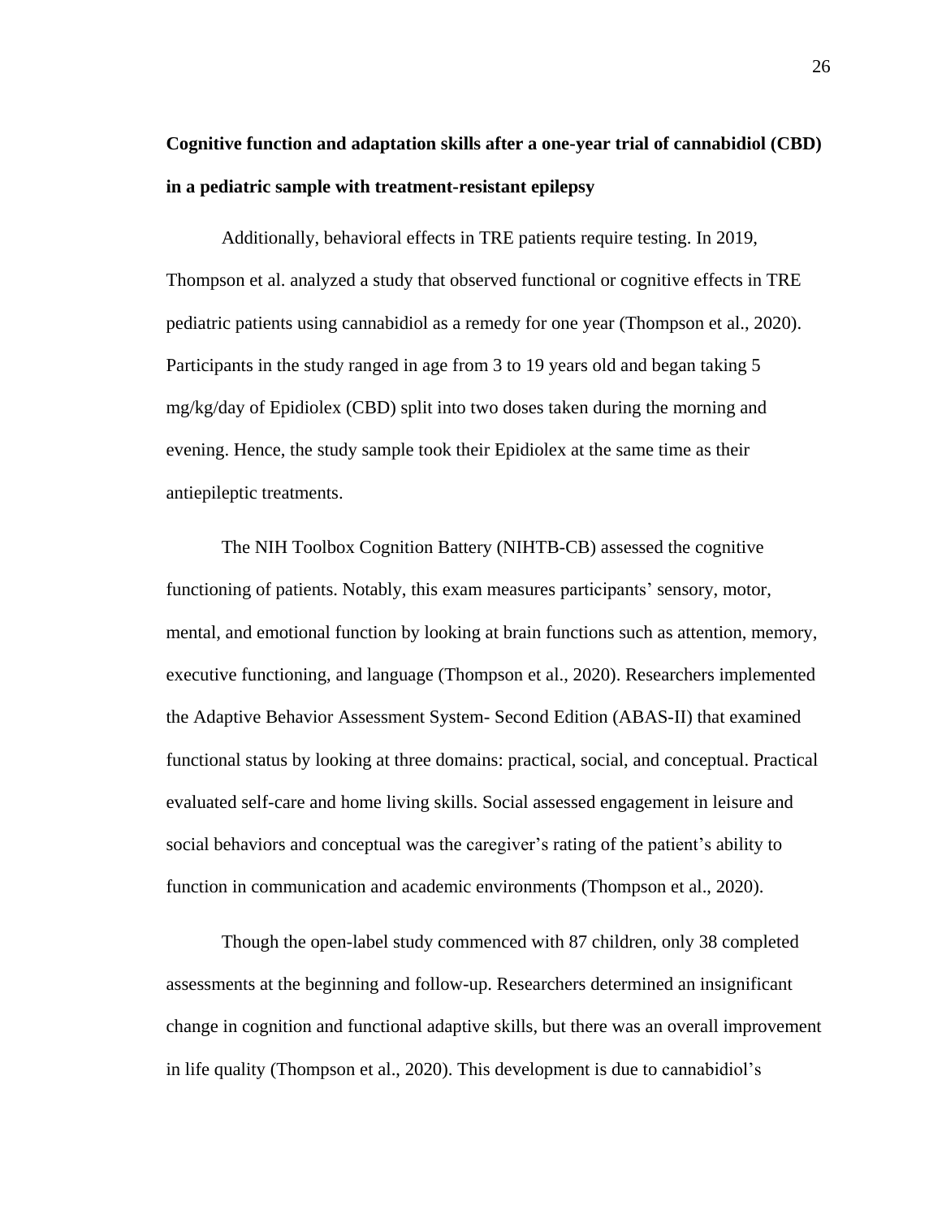**Cognitive function and adaptation skills after a one-year trial of cannabidiol (CBD) in a pediatric sample with treatment-resistant epilepsy**

Additionally, behavioral effects in TRE patients require testing. In 2019, Thompson et al. analyzed a study that observed functional or cognitive effects in TRE pediatric patients using cannabidiol as a remedy for one year (Thompson et al., 2020). Participants in the study ranged in age from 3 to 19 years old and began taking 5 mg/kg/day of Epidiolex (CBD) split into two doses taken during the morning and evening. Hence, the study sample took their Epidiolex at the same time as their antiepileptic treatments.

The NIH Toolbox Cognition Battery (NIHTB-CB) assessed the cognitive functioning of patients. Notably, this exam measures participants' sensory, motor, mental, and emotional function by looking at brain functions such as attention, memory, executive functioning, and language (Thompson et al., 2020). Researchers implemented the Adaptive Behavior Assessment System- Second Edition (ABAS-II) that examined functional status by looking at three domains: practical, social, and conceptual. Practical evaluated self-care and home living skills. Social assessed engagement in leisure and social behaviors and conceptual was the caregiver's rating of the patient's ability to function in communication and academic environments (Thompson et al., 2020).

Though the open-label study commenced with 87 children, only 38 completed assessments at the beginning and follow-up. Researchers determined an insignificant change in cognition and functional adaptive skills, but there was an overall improvement in life quality (Thompson et al., 2020). This development is due to cannabidiol's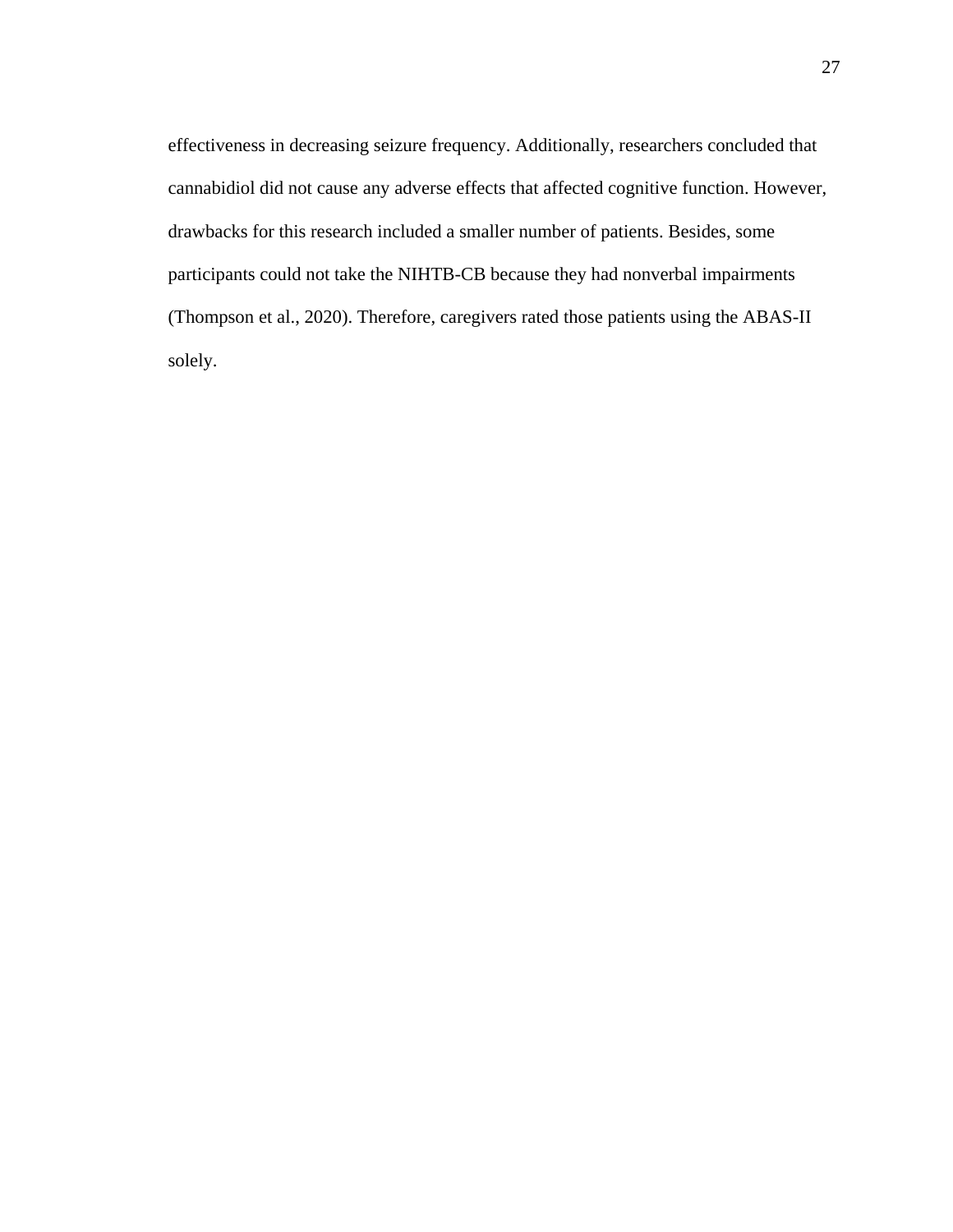effectiveness in decreasing seizure frequency. Additionally, researchers concluded that cannabidiol did not cause any adverse effects that affected cognitive function. However, drawbacks for this research included a smaller number of patients. Besides, some participants could not take the NIHTB-CB because they had nonverbal impairments (Thompson et al., 2020). Therefore, caregivers rated those patients using the ABAS-II solely.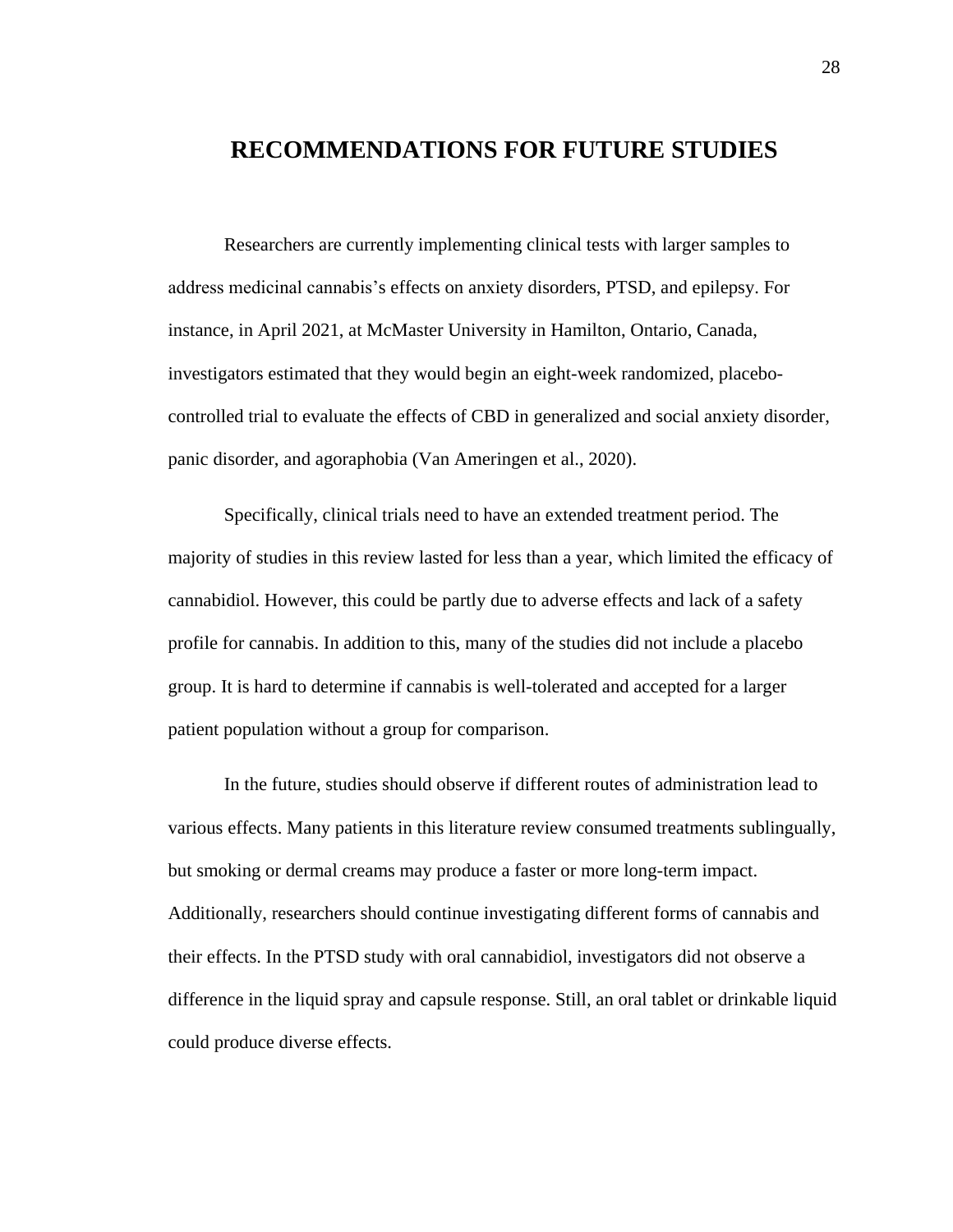# RECOMMENDATIONS FOR FUTURE STUDIES

Researchers are currently implementing clinical tests with larger samples to address medicinal cannabis's effects on anxiety disorders, PTSD, and epilepsy. For instance, in April 2021, at McMaster University in Hamilton, Ontario, Canada, investigators estimated that they would begin an eight-week randomized, placebo-controlled trial to evaluate the effects of CBD in generalized and social anxiety disorder, panic disorder, and agoraphobia (Van Ameringen et al., 2020).

Specifically, clinical trials need to have an extended treatment period. The majority of studies in this review lasted for less than a year, which limited the efficacy of cannabidiol. However, this could be partly due to adverse effects and lack of a safety profile for cannabis. In addition to this, many of the studies did not include a placebo group. It is hard to determine if cannabis is well-tolerated and accepted for a larger patient population without a group for comparison.

In the future, studies should observe if different routes of administration lead to various effects. Many patients in this literature review consumed treatments sublingually, but smoking or dermal creams may produce a faster or more long-term impact. Additionally, researchers should continue investigating different forms of cannabis and their effects. In the PTSD study with oral cannabidiol, investigators did not observe a difference in the liquid spray and capsule response. Still, an oral tablet or drinkable liquid could produce diverse effects.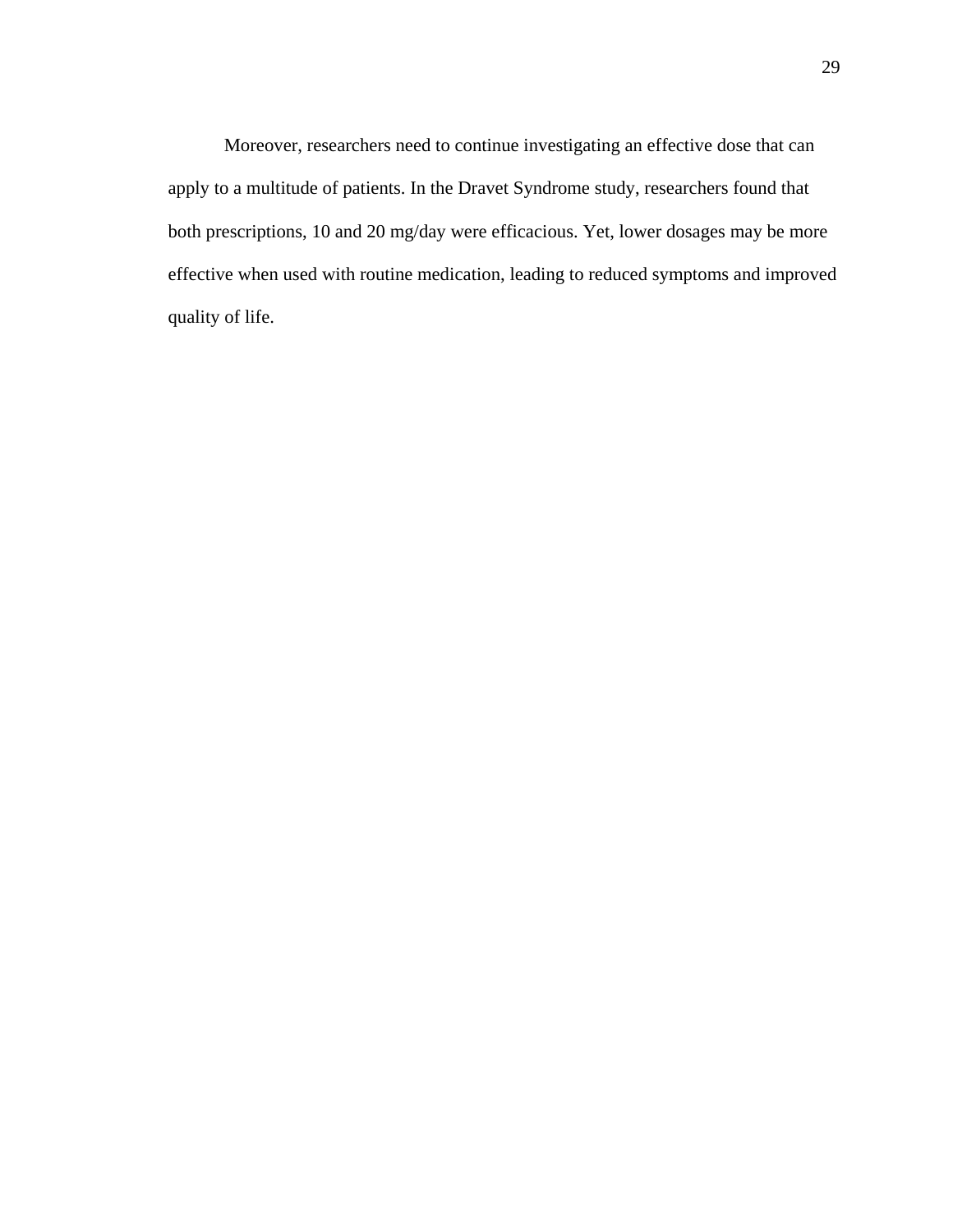Moreover, researchers need to continue investigating an effective dose that can apply to a multitude of patients. In the Dravet Syndrome study, researchers found that both prescriptions, 10 and 20 mg/day were efficacious. Yet, lower dosages may be more effective when used with routine medication, leading to reduced symptoms and improved quality of life.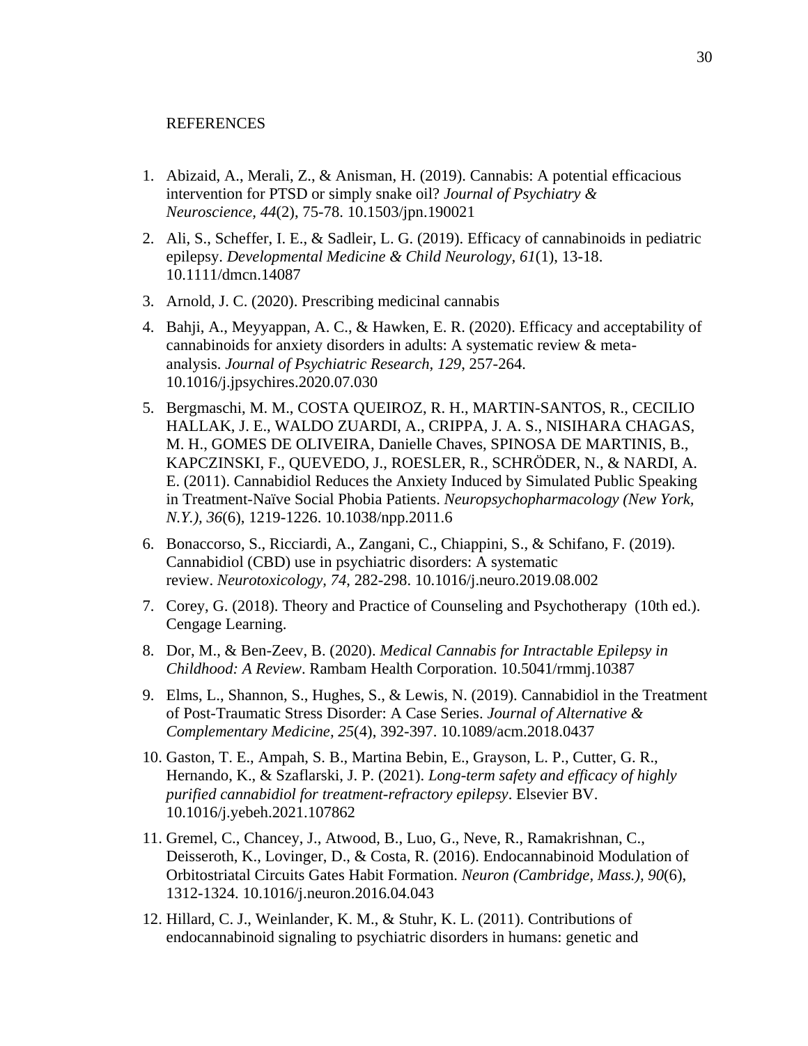REFERENCES

1. Abizaid, A., Merali, Z., & Anisman, H. (2019). Cannabis: A potential efficacious intervention for PTSD or simply snake oil? *Journal of Psychiatry & Neuroscience, 44*(2), 75-78. 10.1503/jpn.190021
2. Ali, S., Scheffer, I. E., & Sadleir, L. G. (2019). Efficacy of cannabinoids in pediatric epilepsy. *Developmental Medicine & Child Neurology, 61*(1), 13-18. 10.1111/dmcn.14087
3. Arnold, J. C. (2020). Prescribing medicinal cannabis
4. Bahji, A., Meyyappan, A. C., & Hawken, E. R. (2020). Efficacy and acceptability of cannabinoids for anxiety disorders in adults: A systematic review & meta-analysis. *Journal of Psychiatric Research, 129*, 257-264. 10.1016/j.jpsychires.2020.07.030
5. Bergmaschi, M. M., COSTA QUEIROZ, R. H., MARTIN-SANTOS, R., CECILIO HALLAK, J. E., WALDO ZUARDI, A., CRIPPA, J. A. S., NISIHARA CHAGAS, M. H., GOMES DE OLIVEIRA, Danielle Chaves, SPINOSA DE MARTINIS, B., KAPCZINSKI, F., QUEVEDO, J., ROESLER, R., SCHRÖDER, N., & NARDI, A. E. (2011). Cannabidiol Reduces the Anxiety Induced by Simulated Public Speaking in Treatment-Naïve Social Phobia Patients. *Neuropsychopharmacology (New York, N.Y.), 36*(6), 1219-1226. 10.1038/npp.2011.6
6. Bonaccorso, S., Ricciardi, A., Zangani, C., Chiappini, S., & Schifano, F. (2019). Cannabidiol (CBD) use in psychiatric disorders: A systematic review. *Neurotoxicology, 74*, 282-298. 10.1016/j.neuro.2019.08.002
7. Corey, G. (2018). Theory and Practice of Counseling and Psychotherapy (10th ed.). Cengage Learning.
8. Dor, M., & Ben-Zeev, B. (2020). *Medical Cannabis for Intractable Epilepsy in Childhood: A Review*. Rambam Health Corporation. 10.5041/rmmj.10387
9. Elms, L., Shannon, S., Hughes, S., & Lewis, N. (2019). Cannabidiol in the Treatment of Post-Traumatic Stress Disorder: A Case Series. *Journal of Alternative & Complementary Medicine, 25*(4), 392-397. 10.1089/acm.2018.0437
10. Gaston, T. E., Ampah, S. B., Martina Bebin, E., Grayson, L. P., Cutter, G. R., Hernando, K., & Szaflarski, J. P. (2021). *Long-term safety and efficacy of highly purified cannabidiol for treatment-refractory epilepsy*. Elsevier BV. 10.1016/j.yebeh.2021.107862
11. Gremel, C., Chancey, J., Atwood, B., Luo, G., Neve, R., Ramakrishnan, C., Deisseroth, K., Lovinger, D., & Costa, R. (2016). Endocannabinoid Modulation of Orbitostriatal Circuits Gates Habit Formation. *Neuron (Cambridge, Mass.), 90*(6), 1312-1324. 10.1016/j.neuron.2016.04.043
12. Hillard, C. J., Weinlander, K. M., & Stuhr, K. L. (2011). Contributions of endocannabinoid signaling to psychiatric disorders in humans: genetic and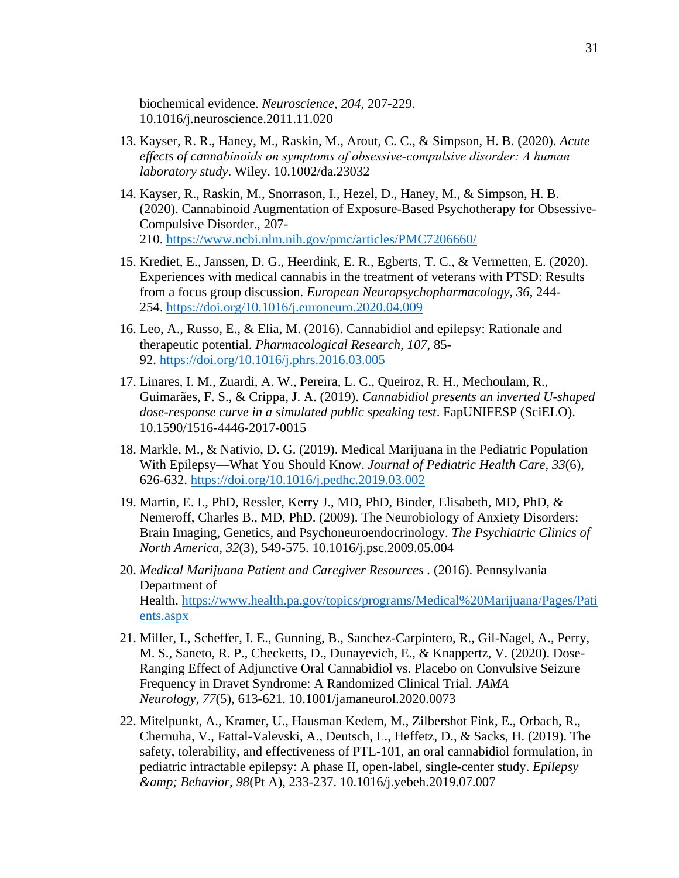biochemical evidence. *Neuroscience, 204*, 207-229. 10.1016/j.neuroscience.2011.11.020

13. Kayser, R. R., Haney, M., Raskin, M., Arout, C. C., & Simpson, H. B. (2020). *Acute effects of cannabinoids on symptoms of obsessive-compulsive disorder: A human laboratory study*. Wiley. 10.1002/da.23032

14. Kayser, R., Raskin, M., Snorrason, I., Hezel, D., Haney, M., & Simpson, H. B. (2020). Cannabinoid Augmentation of Exposure-Based Psychotherapy for Obsessive-Compulsive Disorder., 207-210. https://www.ncbi.nlm.nih.gov/pmc/articles/PMC7206660/

15. Krediet, E., Janssen, D. G., Heerdink, E. R., Egberts, T. C., & Vermetten, E. (2020). Experiences with medical cannabis in the treatment of veterans with PTSD: Results from a focus group discussion. *European Neuropsychopharmacology, 36*, 244-254. https://doi.org/10.1016/j.euroneuro.2020.04.009

16. Leo, A., Russo, E., & Elia, M. (2016). Cannabidiol and epilepsy: Rationale and therapeutic potential. *Pharmacological Research, 107*, 85-92. https://doi.org/10.1016/j.phrs.2016.03.005

17. Linares, I. M., Zuardi, A. W., Pereira, L. C., Queiroz, R. H., Mechoulam, R., Guimarães, F. S., & Crippa, J. A. (2019). *Cannabidiol presents an inverted U-shaped dose-response curve in a simulated public speaking test*. FapUNIFESP (SciELO). 10.1590/1516-4446-2017-0015

18. Markle, M., & Nativio, D. G. (2019). Medical Marijuana in the Pediatric Population With Epilepsy—What You Should Know. *Journal of Pediatric Health Care, 33*(6), 626-632. https://doi.org/10.1016/j.pedhc.2019.03.002

19. Martin, E. I., PhD, Ressler, Kerry J., MD, PhD, Binder, Elisabeth, MD, PhD, & Nemeroff, Charles B., MD, PhD. (2009). The Neurobiology of Anxiety Disorders: Brain Imaging, Genetics, and Psychoneuroendocrinology. *The Psychiatric Clinics of North America, 32*(3), 549-575. 10.1016/j.psc.2009.05.004

20. *Medical Marijuana Patient and Caregiver Resources* . (2016). Pennsylvania Department of Health. https://www.health.pa.gov/topics/programs/Medical%20Marijuana/Pages/Patients.aspx

21. Miller, I., Scheffer, I. E., Gunning, B., Sanchez-Carpintero, R., Gil-Nagel, A., Perry, M. S., Saneto, R. P., Checketts, D., Dunayevich, E., & Knappertz, V. (2020). Dose-Ranging Effect of Adjunctive Oral Cannabidiol vs. Placebo on Convulsive Seizure Frequency in Dravet Syndrome: A Randomized Clinical Trial. *JAMA Neurology, 77*(5), 613-621. 10.1001/jamaneurol.2020.0073

22. Mitelpunkt, A., Kramer, U., Hausman Kedem, M., Zilbershot Fink, E., Orbach, R., Chernuha, V., Fattal-Valevski, A., Deutsch, L., Heffetz, D., & Sacks, H. (2019). The safety, tolerability, and effectiveness of PTL-101, an oral cannabidiol formulation, in pediatric intractable epilepsy: A phase II, open-label, single-center study. *Epilepsy &amp; Behavior, 98*(Pt A), 233-237. 10.1016/j.yebeh.2019.07.007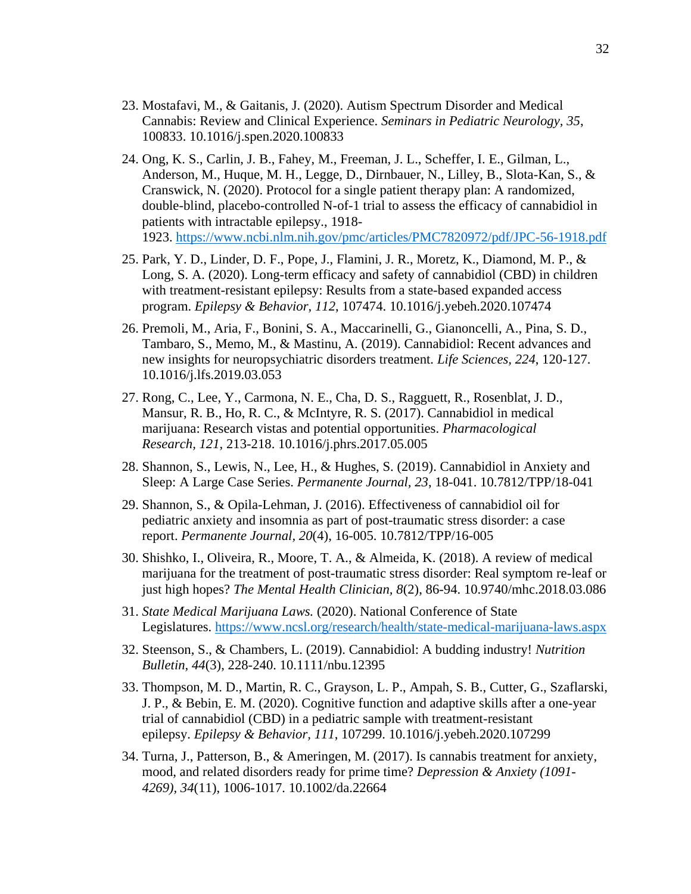23. Mostafavi, M., & Gaitanis, J. (2020). Autism Spectrum Disorder and Medical Cannabis: Review and Clinical Experience. *Seminars in Pediatric Neurology, 35*, 100833. 10.1016/j.spen.2020.100833

24. Ong, K. S., Carlin, J. B., Fahey, M., Freeman, J. L., Scheffer, I. E., Gilman, L., Anderson, M., Huque, M. H., Legge, D., Dirnbauer, N., Lilley, B., Slota-Kan, S., & Cranswick, N. (2020). Protocol for a single patient therapy plan: A randomized, double-blind, placebo-controlled N-of-1 trial to assess the efficacy of cannabidiol in patients with intractable epilepsy., 1918-1923. https://www.ncbi.nlm.nih.gov/pmc/articles/PMC7820972/pdf/JPC-56-1918.pdf

25. Park, Y. D., Linder, D. F., Pope, J., Flamini, J. R., Moretz, K., Diamond, M. P., & Long, S. A. (2020). Long-term efficacy and safety of cannabidiol (CBD) in children with treatment-resistant epilepsy: Results from a state-based expanded access program. *Epilepsy & Behavior, 112*, 107474. 10.1016/j.yebeh.2020.107474

26. Premoli, M., Aria, F., Bonini, S. A., Maccarinelli, G., Gianoncelli, A., Pina, S. D., Tambaro, S., Memo, M., & Mastinu, A. (2019). Cannabidiol: Recent advances and new insights for neuropsychiatric disorders treatment. *Life Sciences, 224*, 120-127. 10.1016/j.lfs.2019.03.053

27. Rong, C., Lee, Y., Carmona, N. E., Cha, D. S., Ragguett, R., Rosenblat, J. D., Mansur, R. B., Ho, R. C., & McIntyre, R. S. (2017). Cannabidiol in medical marijuana: Research vistas and potential opportunities. *Pharmacological Research, 121*, 213-218. 10.1016/j.phrs.2017.05.005

28. Shannon, S., Lewis, N., Lee, H., & Hughes, S. (2019). Cannabidiol in Anxiety and Sleep: A Large Case Series. *Permanente Journal, 23*, 18-041. 10.7812/TPP/18-041

29. Shannon, S., & Opila-Lehman, J. (2016). Effectiveness of cannabidiol oil for pediatric anxiety and insomnia as part of post-traumatic stress disorder: a case report. *Permanente Journal, 20*(4), 16-005. 10.7812/TPP/16-005

30. Shishko, I., Oliveira, R., Moore, T. A., & Almeida, K. (2018). A review of medical marijuana for the treatment of post-traumatic stress disorder: Real symptom re-leaf or just high hopes? *The Mental Health Clinician, 8*(2), 86-94. 10.9740/mhc.2018.03.086

31. *State Medical Marijuana Laws.* (2020). National Conference of State Legislatures. https://www.ncsl.org/research/health/state-medical-marijuana-laws.aspx

32. Steenson, S., & Chambers, L. (2019). Cannabidiol: A budding industry! *Nutrition Bulletin, 44*(3), 228-240. 10.1111/nbu.12395

33. Thompson, M. D., Martin, R. C., Grayson, L. P., Ampah, S. B., Cutter, G., Szaflarski, J. P., & Bebin, E. M. (2020). Cognitive function and adaptive skills after a one-year trial of cannabidiol (CBD) in a pediatric sample with treatment-resistant epilepsy. *Epilepsy & Behavior, 111*, 107299. 10.1016/j.yebeh.2020.107299

34. Turna, J., Patterson, B., & Ameringen, M. (2017). Is cannabis treatment for anxiety, mood, and related disorders ready for prime time? *Depression & Anxiety (1091-4269), 34*(11), 1006-1017. 10.1002/da.22664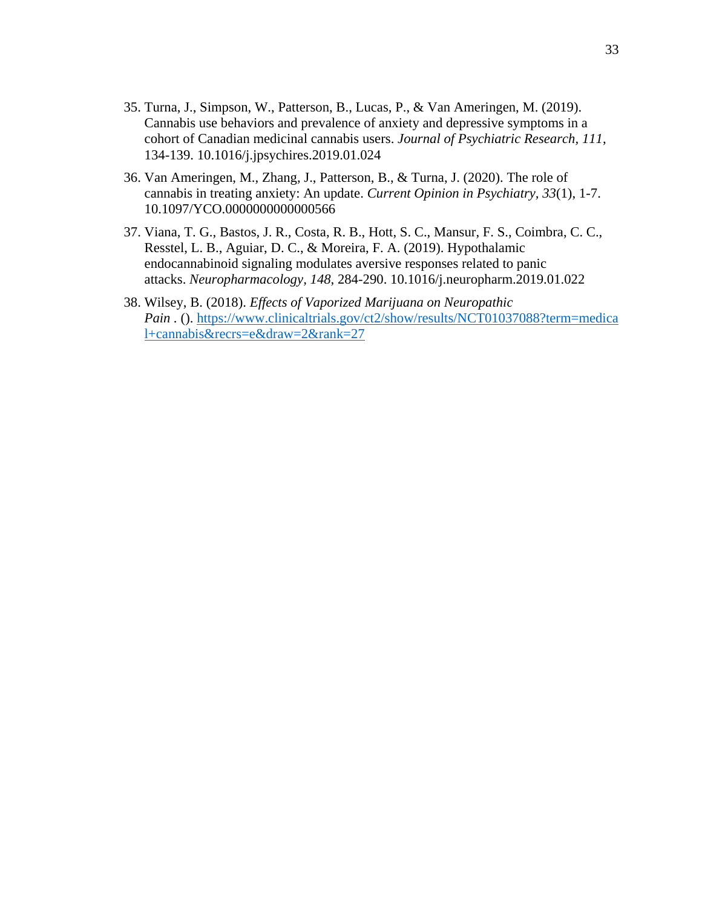35. Turna, J., Simpson, W., Patterson, B., Lucas, P., & Van Ameringen, M. (2019). Cannabis use behaviors and prevalence of anxiety and depressive symptoms in a cohort of Canadian medicinal cannabis users. *Journal of Psychiatric Research, 111*, 134-139. 10.1016/j.jpsychires.2019.01.024

36. Van Ameringen, M., Zhang, J., Patterson, B., & Turna, J. (2020). The role of cannabis in treating anxiety: An update. *Current Opinion in Psychiatry, 33*(1), 1-7. 10.1097/YCO.0000000000000566

37. Viana, T. G., Bastos, J. R., Costa, R. B., Hott, S. C., Mansur, F. S., Coimbra, C. C., Resstel, L. B., Aguiar, D. C., & Moreira, F. A. (2019). Hypothalamic endocannabinoid signaling modulates aversive responses related to panic attacks. *Neuropharmacology, 148*, 284-290. 10.1016/j.neuropharm.2019.01.022

38. Wilsey, B. (2018). *Effects of Vaporized Marijuana on Neuropathic Pain* . (). https://www.clinicaltrials.gov/ct2/show/results/NCT01037088?term=medical+cannabis&recrs=e&draw=2&rank=27